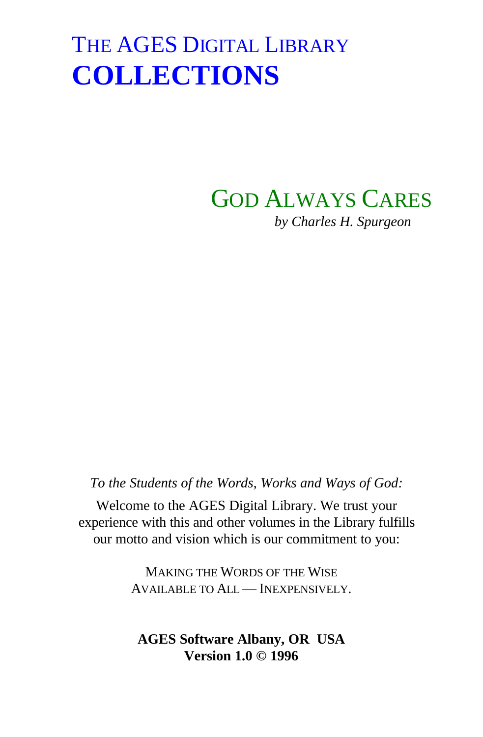# THE AGES DIGITAL LIBRARY
# COLLECTIONS

## GOD ALWAYS CARES

*by Charles H. Spurgeon*

*To the Students of the Words, Works and Ways of God:*

Welcome to the AGES Digital Library. We trust your experience with this and other volumes in the Library fulfills our motto and vision which is our commitment to you:

MAKING THE WORDS OF THE WISE AVAILABLE TO ALL — INEXPENSIVELY.

**AGES Software Albany, OR USA**
**Version 1.0 © 1996**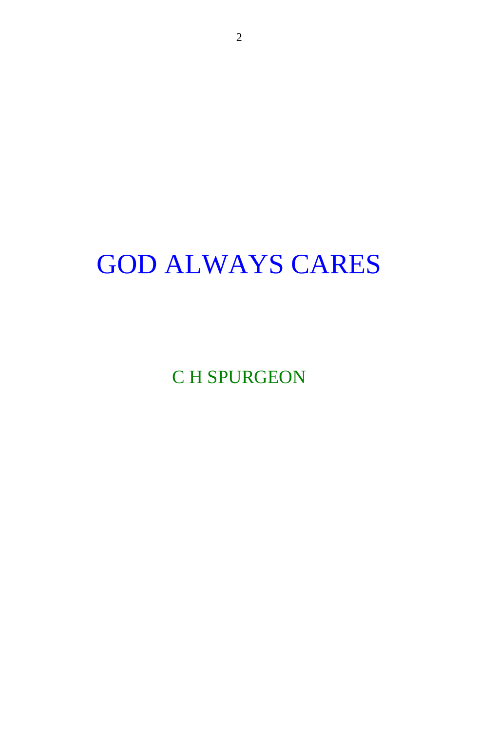# GOD ALWAYS CARES

C H SPURGEON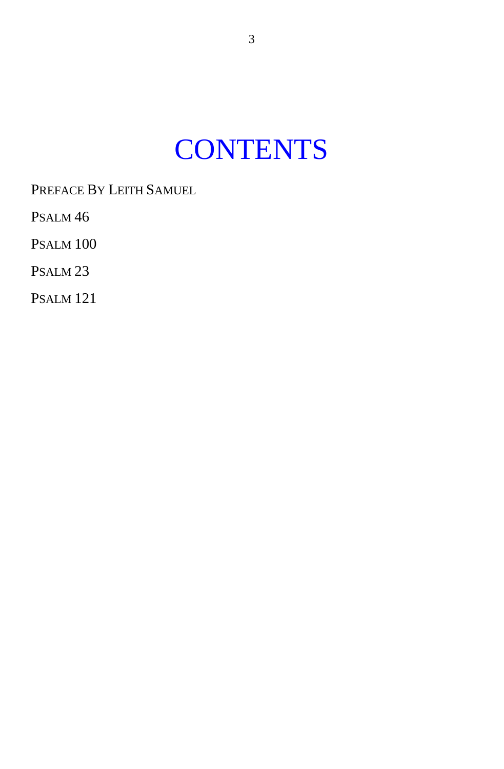# CONTENTS

PREFACE BY LEITH SAMUEL

PSALM 46

PSALM 100

PSALM 23

PSALM 121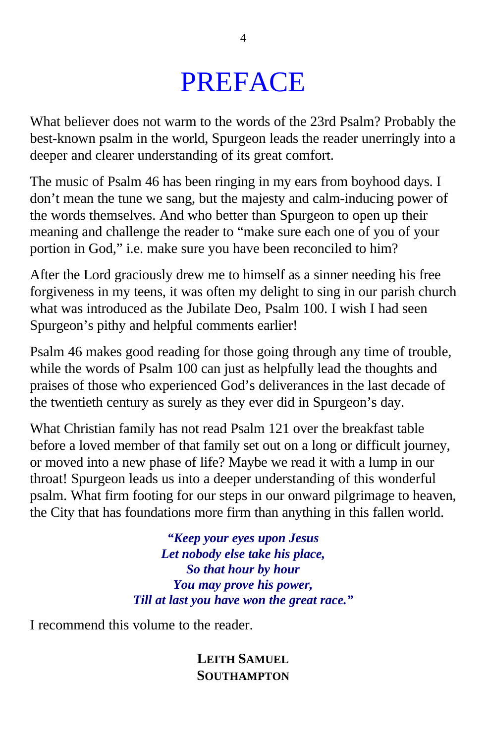# PREFACE

What believer does not warm to the words of the 23rd Psalm? Probably the best-known psalm in the world, Spurgeon leads the reader unerringly into a deeper and clearer understanding of its great comfort.

The music of Psalm 46 has been ringing in my ears from boyhood days. I don't mean the tune we sang, but the majesty and calm-inducing power of the words themselves. And who better than Spurgeon to open up their meaning and challenge the reader to "make sure each one of you of your portion in God," i.e. make sure you have been reconciled to him?

After the Lord graciously drew me to himself as a sinner needing his free forgiveness in my teens, it was often my delight to sing in our parish church what was introduced as the Jubilate Deo, Psalm 100. I wish I had seen Spurgeon's pithy and helpful comments earlier!

Psalm 46 makes good reading for those going through any time of trouble, while the words of Psalm 100 can just as helpfully lead the thoughts and praises of those who experienced God's deliverances in the last decade of the twentieth century as surely as they ever did in Spurgeon's day.

What Christian family has not read Psalm 121 over the breakfast table before a loved member of that family set out on a long or difficult journey, or moved into a new phase of life? Maybe we read it with a lump in our throat! Spurgeon leads us into a deeper understanding of this wonderful psalm. What firm footing for our steps in our onward pilgrimage to heaven, the City that has foundations more firm than anything in this fallen world.

***"Keep your eyes upon Jesus***
***Let nobody else take his place,***
***So that hour by hour***
***You may prove his power,***
***Till at last you have won the great race."***

I recommend this volume to the reader.

**LEITH SAMUEL**
**SOUTHAMPTON**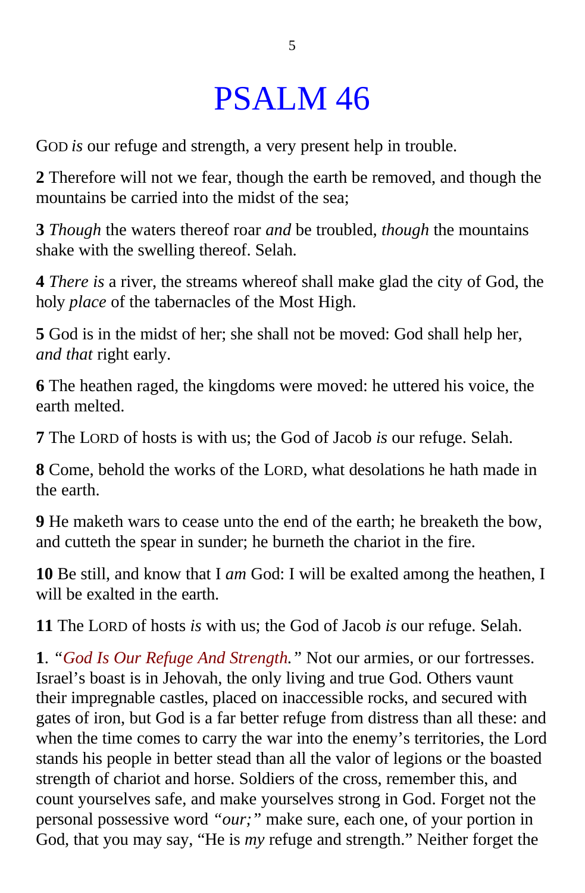# PSALM 46

GOD *is* our refuge and strength, a very present help in trouble.

**2** Therefore will not we fear, though the earth be removed, and though the mountains be carried into the midst of the sea;

**3** *Though* the waters thereof roar *and* be troubled, *though* the mountains shake with the swelling thereof. Selah.

**4** *There is* a river, the streams whereof shall make glad the city of God, the holy *place* of the tabernacles of the Most High.

**5** God is in the midst of her; she shall not be moved: God shall help her, *and that* right early.

**6** The heathen raged, the kingdoms were moved: he uttered his voice, the earth melted.

**7** The LORD of hosts is with us; the God of Jacob *is* our refuge. Selah.

**8** Come, behold the works of the LORD, what desolations he hath made in the earth.

**9** He maketh wars to cease unto the end of the earth; he breaketh the bow, and cutteth the spear in sunder; he burneth the chariot in the fire.

**10** Be still, and know that I *am* God: I will be exalted among the heathen, I will be exalted in the earth.

**11** The LORD of hosts *is* with us; the God of Jacob *is* our refuge. Selah.

**1**. *"God Is Our Refuge And Strength."* Not our armies, or our fortresses. Israel's boast is in Jehovah, the only living and true God. Others vaunt their impregnable castles, placed on inaccessible rocks, and secured with gates of iron, but God is a far better refuge from distress than all these: and when the time comes to carry the war into the enemy's territories, the Lord stands his people in better stead than all the valor of legions or the boasted strength of chariot and horse. Soldiers of the cross, remember this, and count yourselves safe, and make yourselves strong in God. Forget not the personal possessive word *"our;"* make sure, each one, of your portion in God, that you may say, "He is *my* refuge and strength." Neither forget the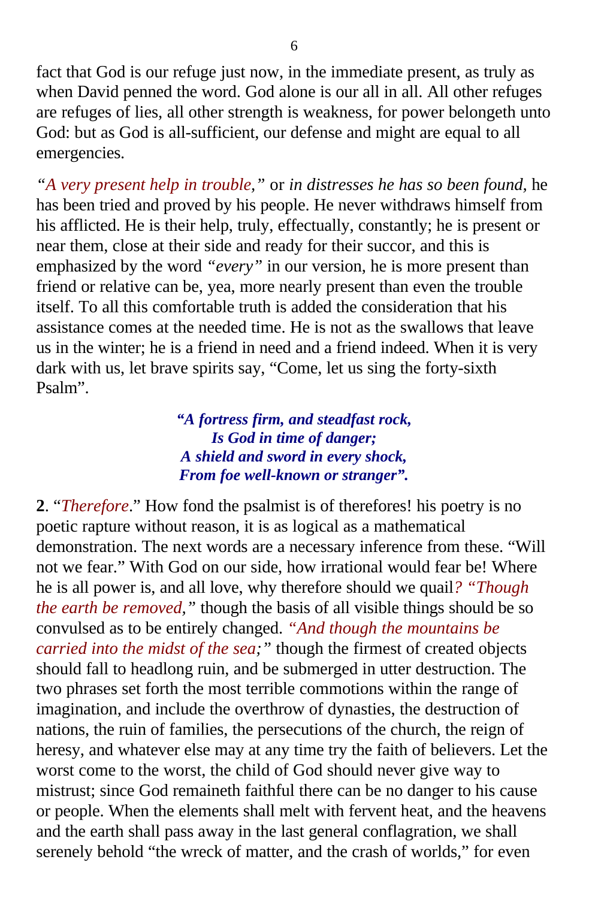fact that God is our refuge just now, in the immediate present, as truly as when David penned the word. God alone is our all in all. All other refuges are refuges of lies, all other strength is weakness, for power belongeth unto God: but as God is all-sufficient, our defense and might are equal to all emergencies.

*"A very present help in trouble,"* or *in distresses he has so been found,* he has been tried and proved by his people. He never withdraws himself from his afflicted. He is their help, truly, effectually, constantly; he is present or near them, close at their side and ready for their succor, and this is emphasized by the word *"every"* in our version, he is more present than friend or relative can be, yea, more nearly present than even the trouble itself. To all this comfortable truth is added the consideration that his assistance comes at the needed time. He is not as the swallows that leave us in the winter; he is a friend in need and a friend indeed. When it is very dark with us, let brave spirits say, "Come, let us sing the forty-sixth Psalm".

> ***"A fortress firm, and steadfast rock,***
> ***Is God in time of danger;***
> ***A shield and sword in every shock,***
> ***From foe well-known or stranger".***

**2**. "*Therefore*." How fond the psalmist is of therefores! his poetry is no poetic rapture without reason, it is as logical as a mathematical demonstration. The next words are a necessary inference from these. "Will not we fear." With God on our side, how irrational would fear be! Where he is all power is, and all love, why therefore should we quail*? "Though the earth be removed,"* though the basis of all visible things should be so convulsed as to be entirely changed. *"And though the mountains be carried into the midst of the sea;"* though the firmest of created objects should fall to headlong ruin, and be submerged in utter destruction. The two phrases set forth the most terrible commotions within the range of imagination, and include the overthrow of dynasties, the destruction of nations, the ruin of families, the persecutions of the church, the reign of heresy, and whatever else may at any time try the faith of believers. Let the worst come to the worst, the child of God should never give way to mistrust; since God remaineth faithful there can be no danger to his cause or people. When the elements shall melt with fervent heat, and the heavens and the earth shall pass away in the last general conflagration, we shall serenely behold "the wreck of matter, and the crash of worlds," for even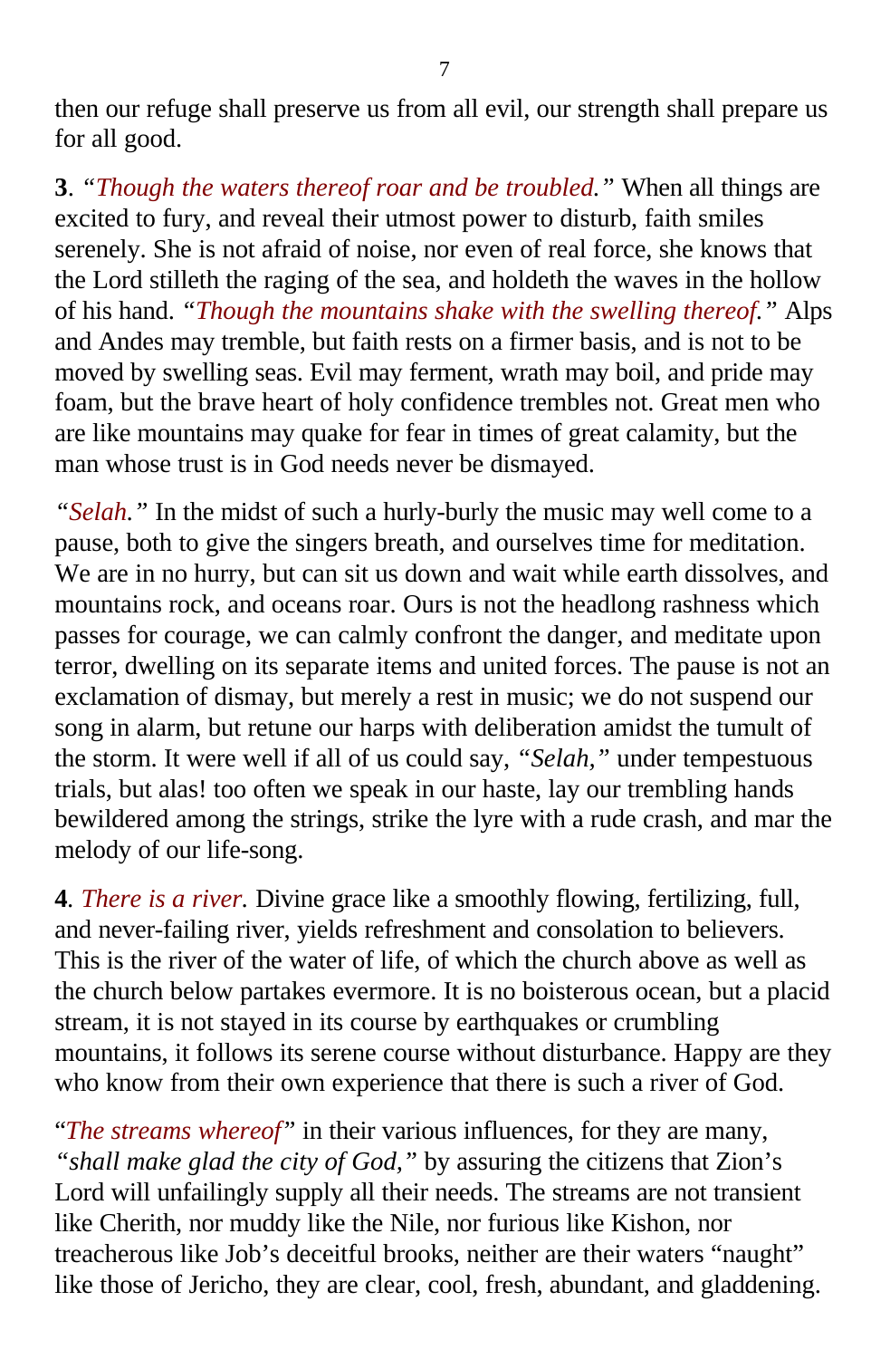then our refuge shall preserve us from all evil, our strength shall prepare us for all good.

**3**. *"Though the waters thereof roar and be troubled."* When all things are excited to fury, and reveal their utmost power to disturb, faith smiles serenely. She is not afraid of noise, nor even of real force, she knows that the Lord stilleth the raging of the sea, and holdeth the waves in the hollow of his hand. *"Though the mountains shake with the swelling thereof."* Alps and Andes may tremble, but faith rests on a firmer basis, and is not to be moved by swelling seas. Evil may ferment, wrath may boil, and pride may foam, but the brave heart of holy confidence trembles not. Great men who are like mountains may quake for fear in times of great calamity, but the man whose trust is in God needs never be dismayed.

*"Selah."* In the midst of such a hurly-burly the music may well come to a pause, both to give the singers breath, and ourselves time for meditation. We are in no hurry, but can sit us down and wait while earth dissolves, and mountains rock, and oceans roar. Ours is not the headlong rashness which passes for courage, we can calmly confront the danger, and meditate upon terror, dwelling on its separate items and united forces. The pause is not an exclamation of dismay, but merely a rest in music; we do not suspend our song in alarm, but retune our harps with deliberation amidst the tumult of the storm. It were well if all of us could say, *"Selah,"* under tempestuous trials, but alas! too often we speak in our haste, lay our trembling hands bewildered among the strings, strike the lyre with a rude crash, and mar the melody of our life-song.

**4**. *There is a river.* Divine grace like a smoothly flowing, fertilizing, full, and never-failing river, yields refreshment and consolation to believers. This is the river of the water of life, of which the church above as well as the church below partakes evermore. It is no boisterous ocean, but a placid stream, it is not stayed in its course by earthquakes or crumbling mountains, it follows its serene course without disturbance. Happy are they who know from their own experience that there is such a river of God.

"*The streams whereof*" in their various influences, for they are many, *"shall make glad the city of God,"* by assuring the citizens that Zion's Lord will unfailingly supply all their needs. The streams are not transient like Cherith, nor muddy like the Nile, nor furious like Kishon, nor treacherous like Job's deceitful brooks, neither are their waters "naught" like those of Jericho, they are clear, cool, fresh, abundant, and gladdening.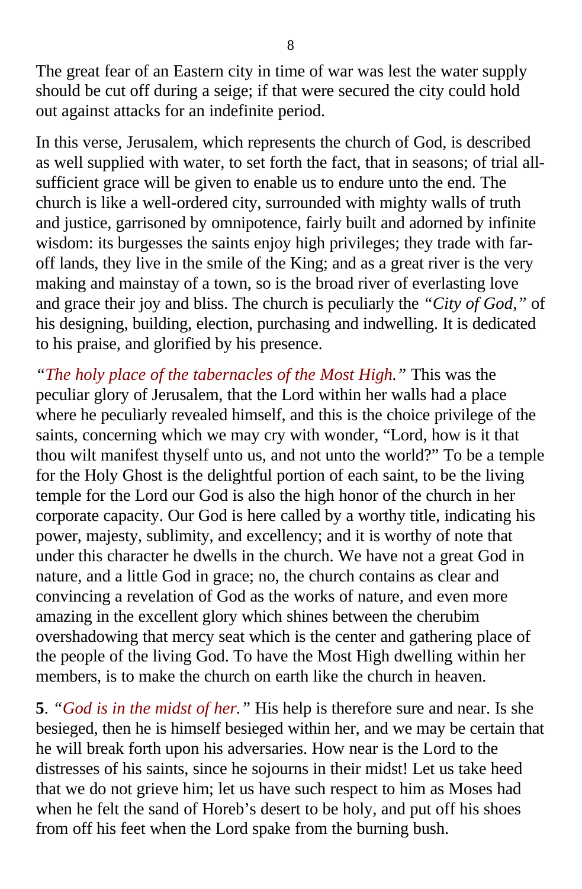The great fear of an Eastern city in time of war was lest the water supply should be cut off during a seige; if that were secured the city could hold out against attacks for an indefinite period.

In this verse, Jerusalem, which represents the church of God, is described as well supplied with water, to set forth the fact, that in seasons; of trial all-sufficient grace will be given to enable us to endure unto the end. The church is like a well-ordered city, surrounded with mighty walls of truth and justice, garrisoned by omnipotence, fairly built and adorned by infinite wisdom: its burgesses the saints enjoy high privileges; they trade with far-off lands, they live in the smile of the King; and as a great river is the very making and mainstay of a town, so is the broad river of everlasting love and grace their joy and bliss. The church is peculiarly the *"City of God,"* of his designing, building, election, purchasing and indwelling. It is dedicated to his praise, and glorified by his presence.

*"The holy place of the tabernacles of the Most High."* This was the peculiar glory of Jerusalem, that the Lord within her walls had a place where he peculiarly revealed himself, and this is the choice privilege of the saints, concerning which we may cry with wonder, "Lord, how is it that thou wilt manifest thyself unto us, and not unto the world?" To be a temple for the Holy Ghost is the delightful portion of each saint, to be the living temple for the Lord our God is also the high honor of the church in her corporate capacity. Our God is here called by a worthy title, indicating his power, majesty, sublimity, and excellency; and it is worthy of note that under this character he dwells in the church. We have not a great God in nature, and a little God in grace; no, the church contains as clear and convincing a revelation of God as the works of nature, and even more amazing in the excellent glory which shines between the cherubim overshadowing that mercy seat which is the center and gathering place of the people of the living God. To have the Most High dwelling within her members, is to make the church on earth like the church in heaven.

**5**. *"God is in the midst of her."* His help is therefore sure and near. Is she besieged, then he is himself besieged within her, and we may be certain that he will break forth upon his adversaries. How near is the Lord to the distresses of his saints, since he sojourns in their midst! Let us take heed that we do not grieve him; let us have such respect to him as Moses had when he felt the sand of Horeb's desert to be holy, and put off his shoes from off his feet when the Lord spake from the burning bush.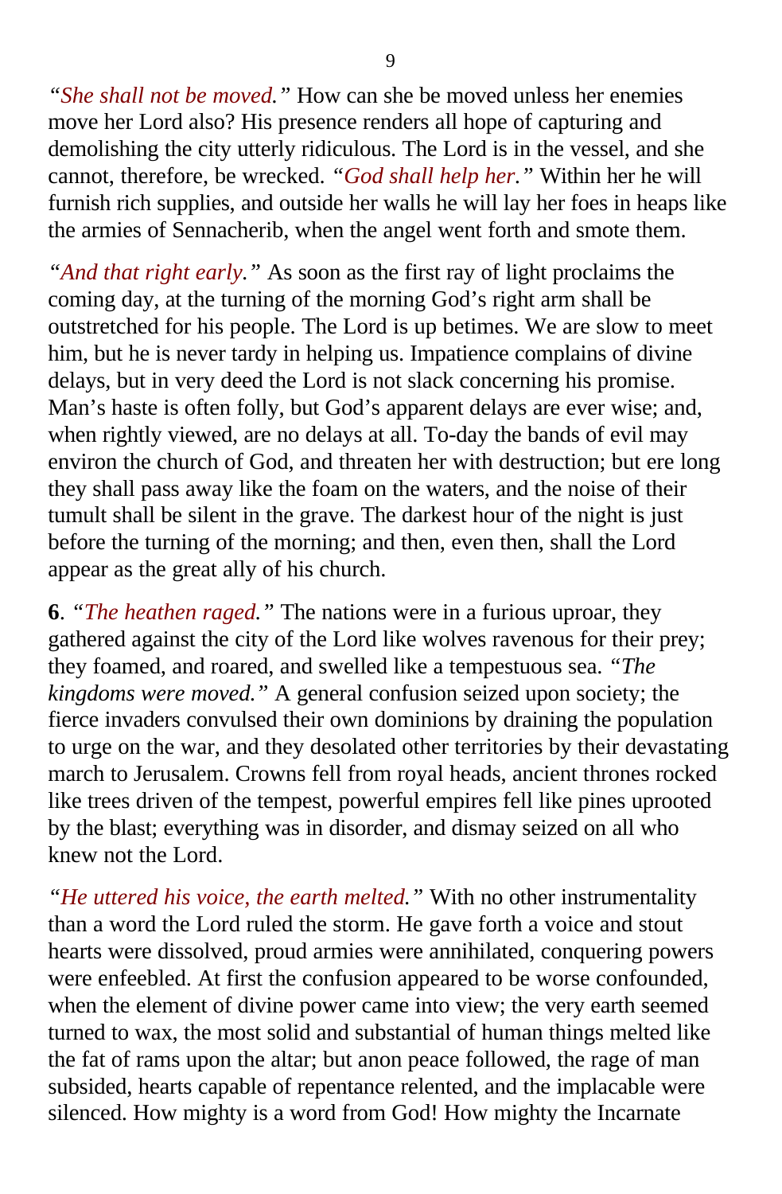*"She shall not be moved."* How can she be moved unless her enemies move her Lord also? His presence renders all hope of capturing and demolishing the city utterly ridiculous. The Lord is in the vessel, and she cannot, therefore, be wrecked. *"God shall help her."* Within her he will furnish rich supplies, and outside her walls he will lay her foes in heaps like the armies of Sennacherib, when the angel went forth and smote them.

*"And that right early."* As soon as the first ray of light proclaims the coming day, at the turning of the morning God's right arm shall be outstretched for his people. The Lord is up betimes. We are slow to meet him, but he is never tardy in helping us. Impatience complains of divine delays, but in very deed the Lord is not slack concerning his promise. Man's haste is often folly, but God's apparent delays are ever wise; and, when rightly viewed, are no delays at all. To-day the bands of evil may environ the church of God, and threaten her with destruction; but ere long they shall pass away like the foam on the waters, and the noise of their tumult shall be silent in the grave. The darkest hour of the night is just before the turning of the morning; and then, even then, shall the Lord appear as the great ally of his church.

**6**. *"The heathen raged."* The nations were in a furious uproar, they gathered against the city of the Lord like wolves ravenous for their prey; they foamed, and roared, and swelled like a tempestuous sea. *"The kingdoms were moved."* A general confusion seized upon society; the fierce invaders convulsed their own dominions by draining the population to urge on the war, and they desolated other territories by their devastating march to Jerusalem. Crowns fell from royal heads, ancient thrones rocked like trees driven of the tempest, powerful empires fell like pines uprooted by the blast; everything was in disorder, and dismay seized on all who knew not the Lord.

*"He uttered his voice, the earth melted."* With no other instrumentality than a word the Lord ruled the storm. He gave forth a voice and stout hearts were dissolved, proud armies were annihilated, conquering powers were enfeebled. At first the confusion appeared to be worse confounded, when the element of divine power came into view; the very earth seemed turned to wax, the most solid and substantial of human things melted like the fat of rams upon the altar; but anon peace followed, the rage of man subsided, hearts capable of repentance relented, and the implacable were silenced. How mighty is a word from God! How mighty the Incarnate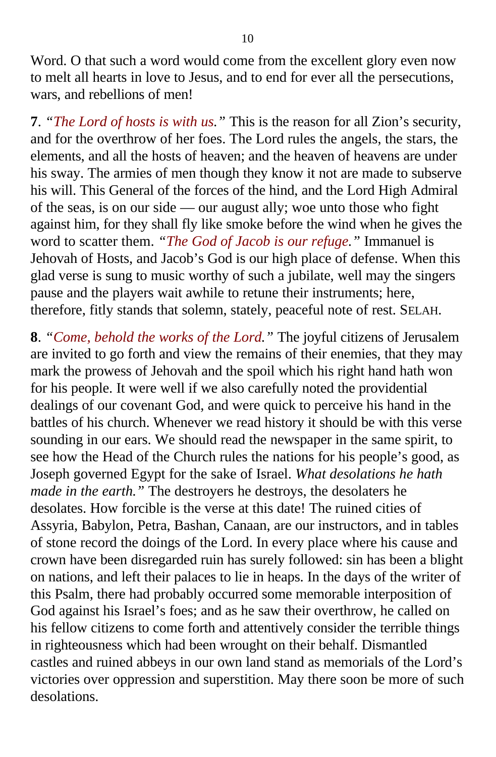Word. O that such a word would come from the excellent glory even now to melt all hearts in love to Jesus, and to end for ever all the persecutions, wars, and rebellions of men!

**7**. *"The Lord of hosts is with us."* This is the reason for all Zion's security, and for the overthrow of her foes. The Lord rules the angels, the stars, the elements, and all the hosts of heaven; and the heaven of heavens are under his sway. The armies of men though they know it not are made to subserve his will. This General of the forces of the hind, and the Lord High Admiral of the seas, is on our side — our august ally; woe unto those who fight against him, for they shall fly like smoke before the wind when he gives the word to scatter them. *"The God of Jacob is our refuge."* Immanuel is Jehovah of Hosts, and Jacob's God is our high place of defense. When this glad verse is sung to music worthy of such a jubilate, well may the singers pause and the players wait awhile to retune their instruments; here, therefore, fitly stands that solemn, stately, peaceful note of rest. SELAH.

**8**. *"Come, behold the works of the Lord."* The joyful citizens of Jerusalem are invited to go forth and view the remains of their enemies, that they may mark the prowess of Jehovah and the spoil which his right hand hath won for his people. It were well if we also carefully noted the providential dealings of our covenant God, and were quick to perceive his hand in the battles of his church. Whenever we read history it should be with this verse sounding in our ears. We should read the newspaper in the same spirit, to see how the Head of the Church rules the nations for his people's good, as Joseph governed Egypt for the sake of Israel. *What desolations he hath made in the earth."* The destroyers he destroys, the desolaters he desolates. How forcible is the verse at this date! The ruined cities of Assyria, Babylon, Petra, Bashan, Canaan, are our instructors, and in tables of stone record the doings of the Lord. In every place where his cause and crown have been disregarded ruin has surely followed: sin has been a blight on nations, and left their palaces to lie in heaps. In the days of the writer of this Psalm, there had probably occurred some memorable interposition of God against his Israel's foes; and as he saw their overthrow, he called on his fellow citizens to come forth and attentively consider the terrible things in righteousness which had been wrought on their behalf. Dismantled castles and ruined abbeys in our own land stand as memorials of the Lord's victories over oppression and superstition. May there soon be more of such desolations.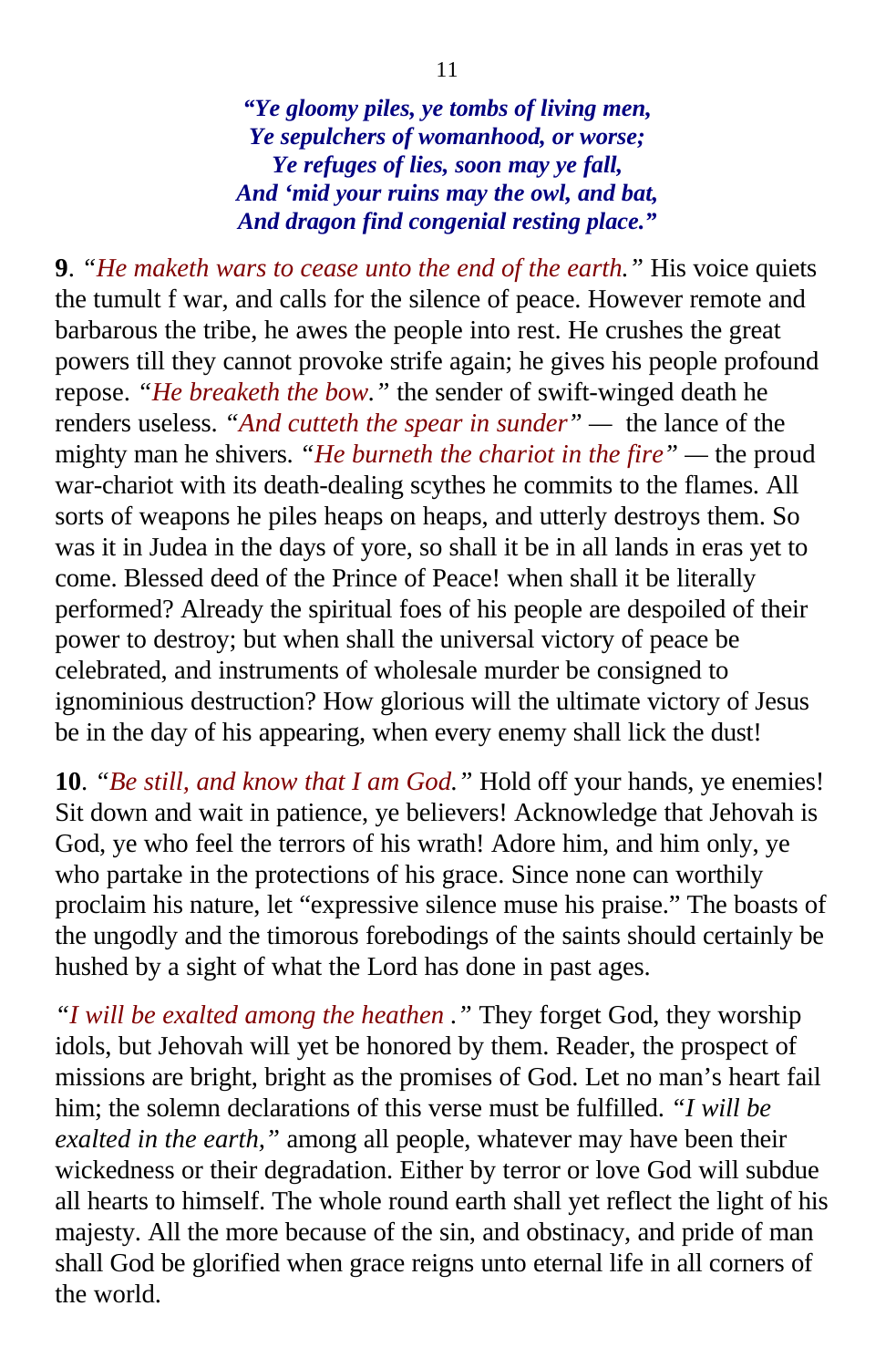***"Ye gloomy piles, ye tombs of living men,***
***Ye sepulchers of womanhood, or worse;***
***Ye refuges of lies, soon may ye fall,***
***And 'mid your ruins may the owl, and bat,***
***And dragon find congenial resting place."***

**9**. *"He maketh wars to cease unto the end of the earth."* His voice quiets the tumult f war, and calls for the silence of peace. However remote and barbarous the tribe, he awes the people into rest. He crushes the great powers till they cannot provoke strife again; he gives his people profound repose. *"He breaketh the bow."* the sender of swift-winged death he renders useless. *"And cutteth the spear in sunder"* — the lance of the mighty man he shivers. *"He burneth the chariot in the fire"* — the proud war-chariot with its death-dealing scythes he commits to the flames. All sorts of weapons he piles heaps on heaps, and utterly destroys them. So was it in Judea in the days of yore, so shall it be in all lands in eras yet to come. Blessed deed of the Prince of Peace! when shall it be literally performed? Already the spiritual foes of his people are despoiled of their power to destroy; but when shall the universal victory of peace be celebrated, and instruments of wholesale murder be consigned to ignominious destruction? How glorious will the ultimate victory of Jesus be in the day of his appearing, when every enemy shall lick the dust!

**10**. *"Be still, and know that I am God."* Hold off your hands, ye enemies! Sit down and wait in patience, ye believers! Acknowledge that Jehovah is God, ye who feel the terrors of his wrath! Adore him, and him only, ye who partake in the protections of his grace. Since none can worthily proclaim his nature, let "expressive silence muse his praise." The boasts of the ungodly and the timorous forebodings of the saints should certainly be hushed by a sight of what the Lord has done in past ages.

*"I will be exalted among the heathen ."* They forget God, they worship idols, but Jehovah will yet be honored by them. Reader, the prospect of missions are bright, bright as the promises of God. Let no man's heart fail him; the solemn declarations of this verse must be fulfilled. *"I will be exalted in the earth,"* among all people, whatever may have been their wickedness or their degradation. Either by terror or love God will subdue all hearts to himself. The whole round earth shall yet reflect the light of his majesty. All the more because of the sin, and obstinacy, and pride of man shall God be glorified when grace reigns unto eternal life in all corners of the world.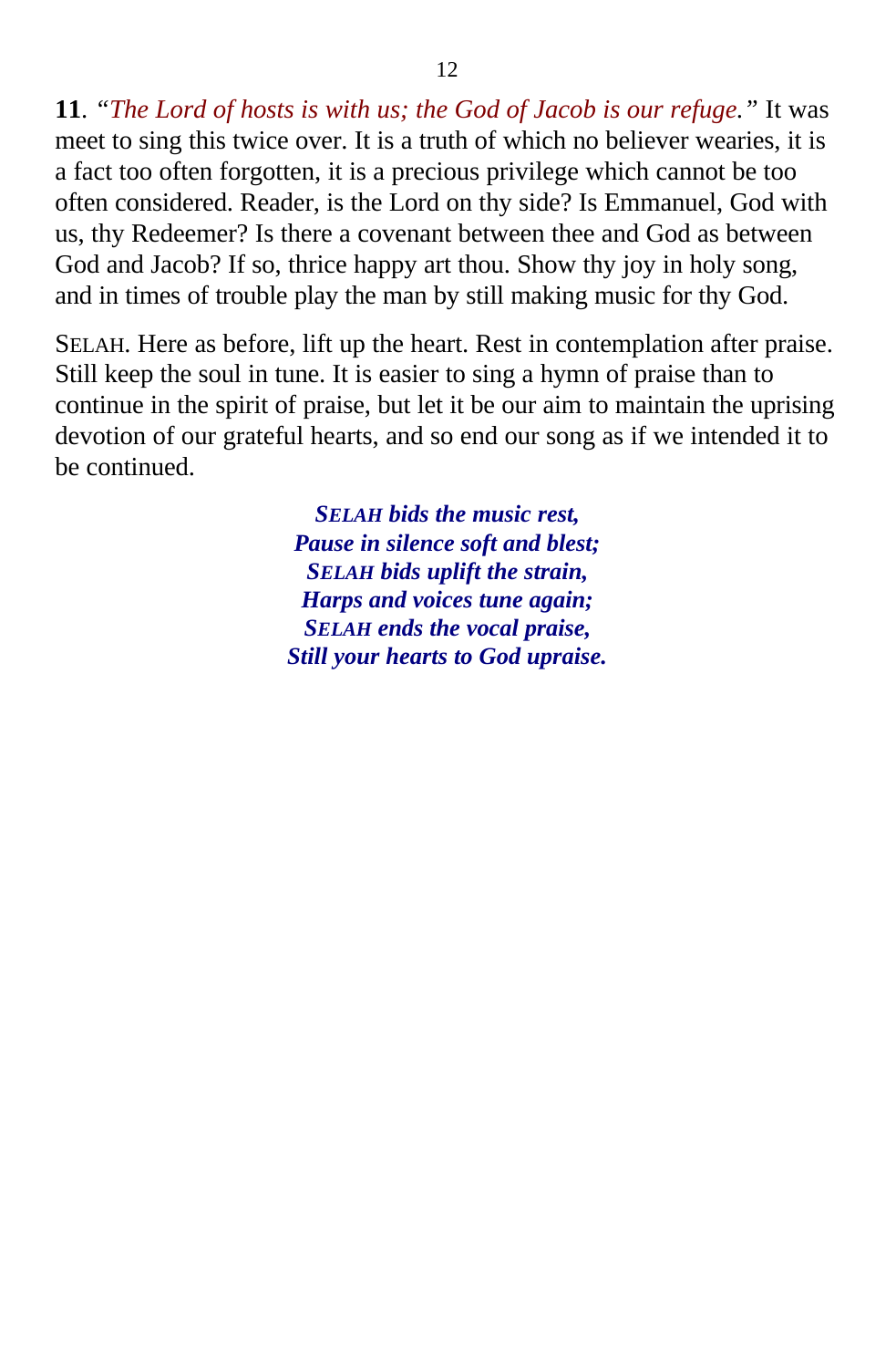**11**. “*The Lord of hosts is with us; the God of Jacob is our refuge.*” It was meet to sing this twice over. It is a truth of which no believer wearies, it is a fact too often forgotten, it is a precious privilege which cannot be too often considered. Reader, is the Lord on thy side? Is Emmanuel, God with us, thy Redeemer? Is there a covenant between thee and God as between God and Jacob? If so, thrice happy art thou. Show thy joy in holy song, and in times of trouble play the man by still making music for thy God.

SELAH. Here as before, lift up the heart. Rest in contemplation after praise. Still keep the soul in tune. It is easier to sing a hymn of praise than to continue in the spirit of praise, but let it be our aim to maintain the uprising devotion of our grateful hearts, and so end our song as if we intended it to be continued.

***SELAH bids the music rest,***
***Pause in silence soft and blest;***
***SELAH bids uplift the strain,***
***Harps and voices tune again;***
***SELAH ends the vocal praise,***
***Still your hearts to God upraise.***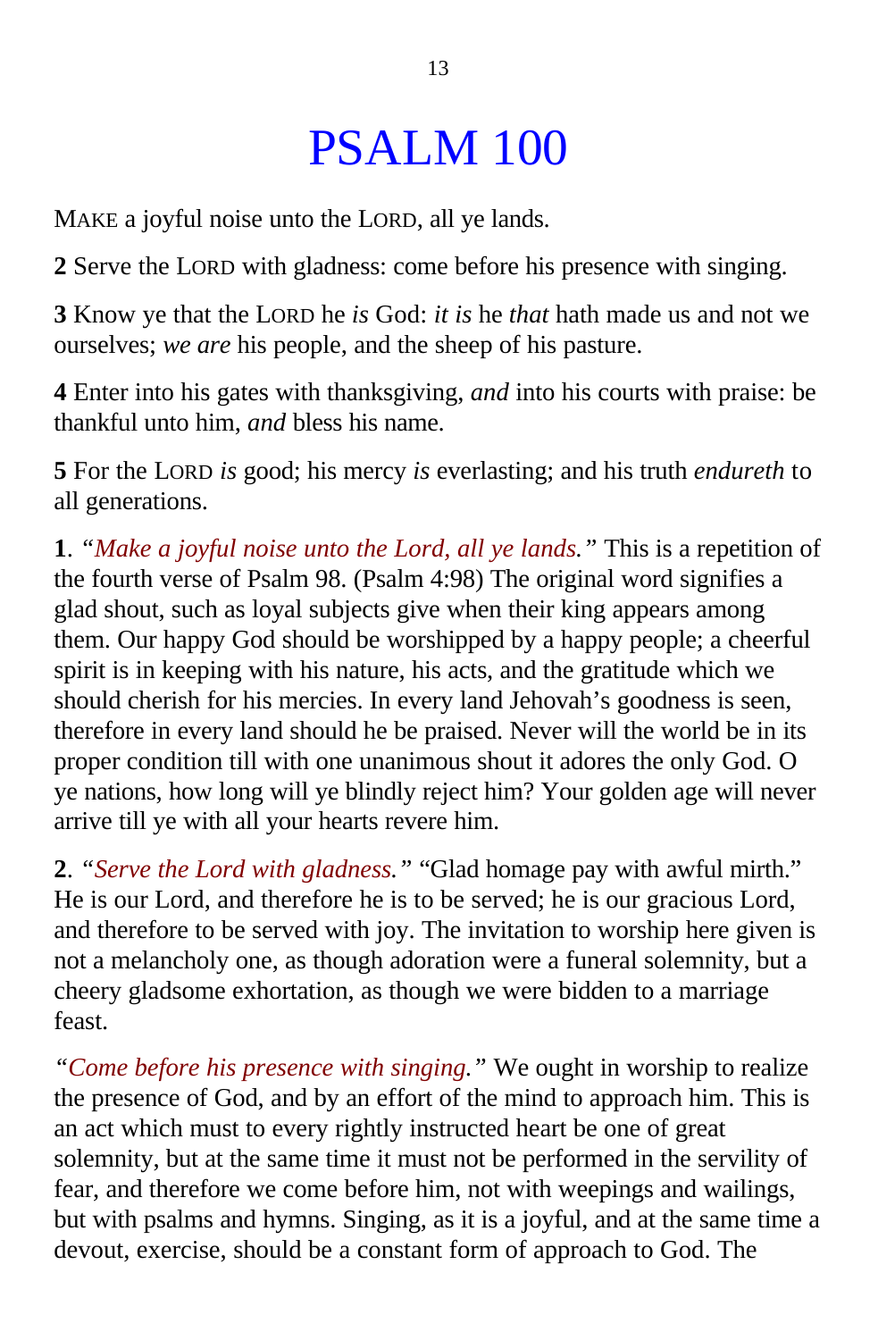# PSALM 100

MAKE a joyful noise unto the LORD, all ye lands.

**2** Serve the LORD with gladness: come before his presence with singing.

**3** Know ye that the LORD he *is* God: *it is* he *that* hath made us and not we ourselves; *we are* his people, and the sheep of his pasture.

**4** Enter into his gates with thanksgiving, *and* into his courts with praise: be thankful unto him, *and* bless his name.

**5** For the LORD *is* good; his mercy *is* everlasting; and his truth *endureth* to all generations.

**1**. *"Make a joyful noise unto the Lord, all ye lands."* This is a repetition of the fourth verse of Psalm 98. (Psalm 4:98) The original word signifies a glad shout, such as loyal subjects give when their king appears among them. Our happy God should be worshipped by a happy people; a cheerful spirit is in keeping with his nature, his acts, and the gratitude which we should cherish for his mercies. In every land Jehovah's goodness is seen, therefore in every land should he be praised. Never will the world be in its proper condition till with one unanimous shout it adores the only God. O ye nations, how long will ye blindly reject him? Your golden age will never arrive till ye with all your hearts revere him.

**2**. *"Serve the Lord with gladness."* "Glad homage pay with awful mirth." He is our Lord, and therefore he is to be served; he is our gracious Lord, and therefore to be served with joy. The invitation to worship here given is not a melancholy one, as though adoration were a funeral solemnity, but a cheery gladsome exhortation, as though we were bidden to a marriage feast.

*"Come before his presence with singing."* We ought in worship to realize the presence of God, and by an effort of the mind to approach him. This is an act which must to every rightly instructed heart be one of great solemnity, but at the same time it must not be performed in the servility of fear, and therefore we come before him, not with weepings and wailings, but with psalms and hymns. Singing, as it is a joyful, and at the same time a devout, exercise, should be a constant form of approach to God. The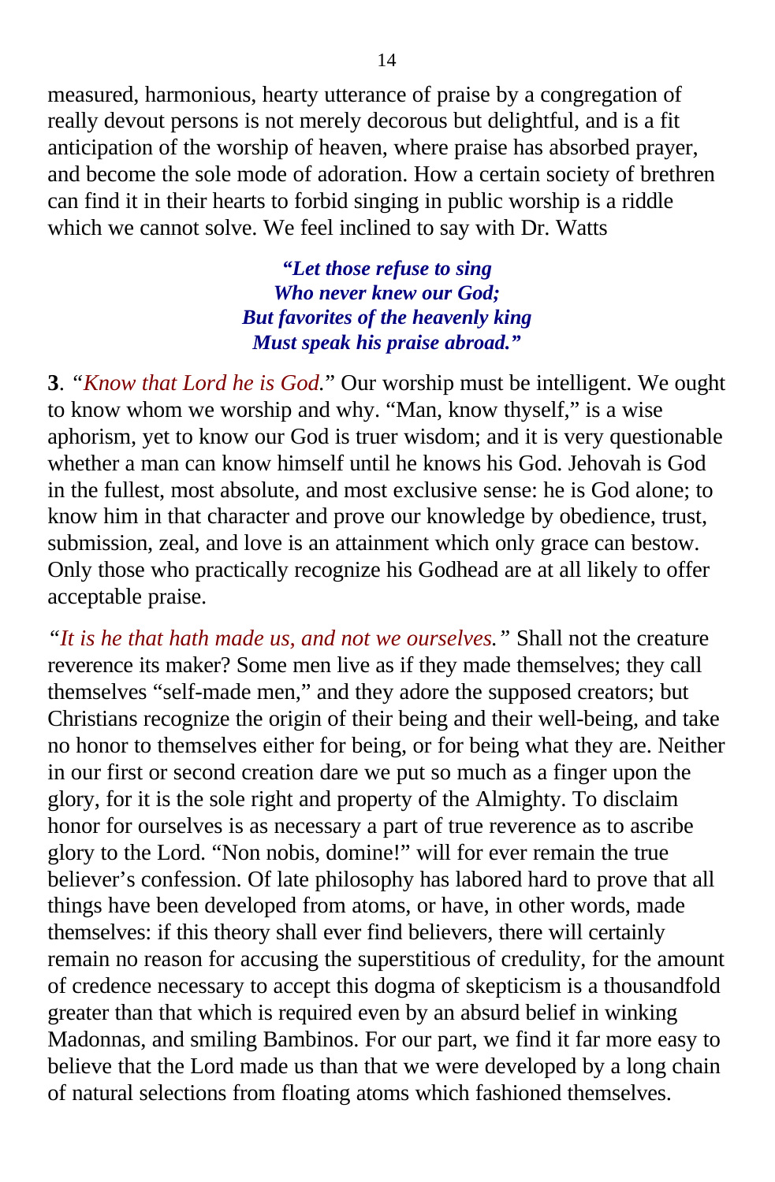measured, harmonious, hearty utterance of praise by a congregation of really devout persons is not merely decorous but delightful, and is a fit anticipation of the worship of heaven, where praise has absorbed prayer, and become the sole mode of adoration. How a certain society of brethren can find it in their hearts to forbid singing in public worship is a riddle which we cannot solve. We feel inclined to say with Dr. Watts

> ***"Let those refuse to sing***
> ***Who never knew our God;***
> ***But favorites of the heavenly king***
> ***Must speak his praise abroad."***

**3**. *"Know that Lord he is God."* Our worship must be intelligent. We ought to know whom we worship and why. "Man, know thyself," is a wise aphorism, yet to know our God is truer wisdom; and it is very questionable whether a man can know himself until he knows his God. Jehovah is God in the fullest, most absolute, and most exclusive sense: he is God alone; to know him in that character and prove our knowledge by obedience, trust, submission, zeal, and love is an attainment which only grace can bestow. Only those who practically recognize his Godhead are at all likely to offer acceptable praise.

*"It is he that hath made us, and not we ourselves."* Shall not the creature reverence its maker? Some men live as if they made themselves; they call themselves "self-made men," and they adore the supposed creators; but Christians recognize the origin of their being and their well-being, and take no honor to themselves either for being, or for being what they are. Neither in our first or second creation dare we put so much as a finger upon the glory, for it is the sole right and property of the Almighty. To disclaim honor for ourselves is as necessary a part of true reverence as to ascribe glory to the Lord. "Non nobis, domine!" will for ever remain the true believer's confession. Of late philosophy has labored hard to prove that all things have been developed from atoms, or have, in other words, made themselves: if this theory shall ever find believers, there will certainly remain no reason for accusing the superstitious of credulity, for the amount of credence necessary to accept this dogma of skepticism is a thousandfold greater than that which is required even by an absurd belief in winking Madonnas, and smiling Bambinos. For our part, we find it far more easy to believe that the Lord made us than that we were developed by a long chain of natural selections from floating atoms which fashioned themselves.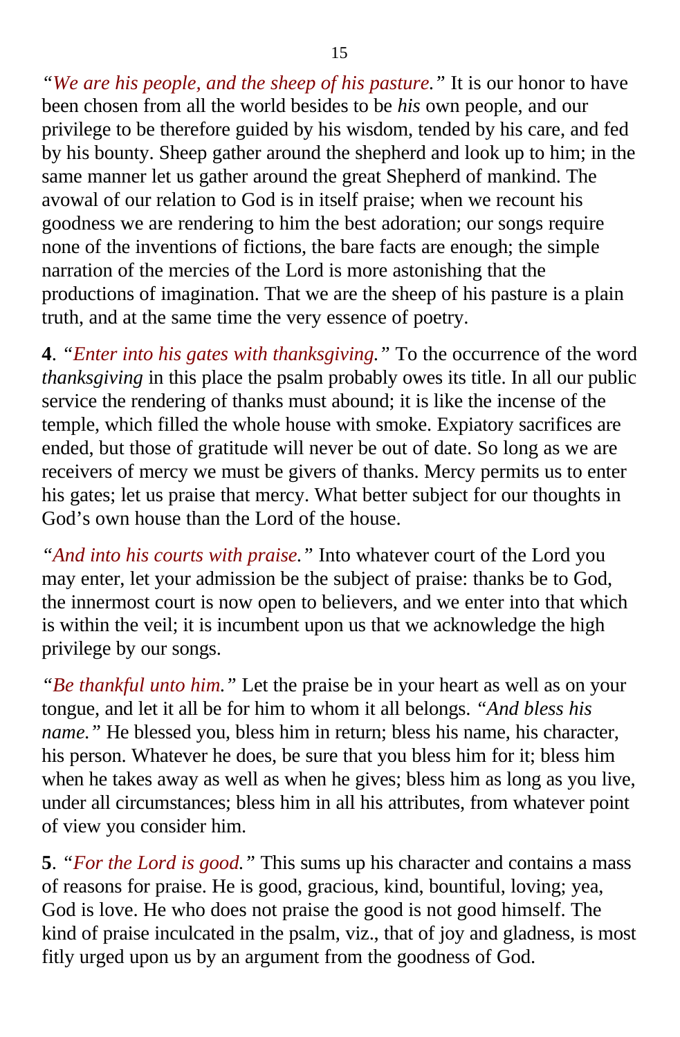*"We are his people, and the sheep of his pasture."* It is our honor to have been chosen from all the world besides to be *his* own people, and our privilege to be therefore guided by his wisdom, tended by his care, and fed by his bounty. Sheep gather around the shepherd and look up to him; in the same manner let us gather around the great Shepherd of mankind. The avowal of our relation to God is in itself praise; when we recount his goodness we are rendering to him the best adoration; our songs require none of the inventions of fictions, the bare facts are enough; the simple narration of the mercies of the Lord is more astonishing that the productions of imagination. That we are the sheep of his pasture is a plain truth, and at the same time the very essence of poetry.

**4**. *"Enter into his gates with thanksgiving."* To the occurrence of the word *thanksgiving* in this place the psalm probably owes its title. In all our public service the rendering of thanks must abound; it is like the incense of the temple, which filled the whole house with smoke. Expiatory sacrifices are ended, but those of gratitude will never be out of date. So long as we are receivers of mercy we must be givers of thanks. Mercy permits us to enter his gates; let us praise that mercy. What better subject for our thoughts in God's own house than the Lord of the house.

*"And into his courts with praise."* Into whatever court of the Lord you may enter, let your admission be the subject of praise: thanks be to God, the innermost court is now open to believers, and we enter into that which is within the veil; it is incumbent upon us that we acknowledge the high privilege by our songs.

*"Be thankful unto him."* Let the praise be in your heart as well as on your tongue, and let it all be for him to whom it all belongs. *"And bless his name."* He blessed you, bless him in return; bless his name, his character, his person. Whatever he does, be sure that you bless him for it; bless him when he takes away as well as when he gives; bless him as long as you live, under all circumstances; bless him in all his attributes, from whatever point of view you consider him.

**5**. *"For the Lord is good."* This sums up his character and contains a mass of reasons for praise. He is good, gracious, kind, bountiful, loving; yea, God is love. He who does not praise the good is not good himself. The kind of praise inculcated in the psalm, viz., that of joy and gladness, is most fitly urged upon us by an argument from the goodness of God.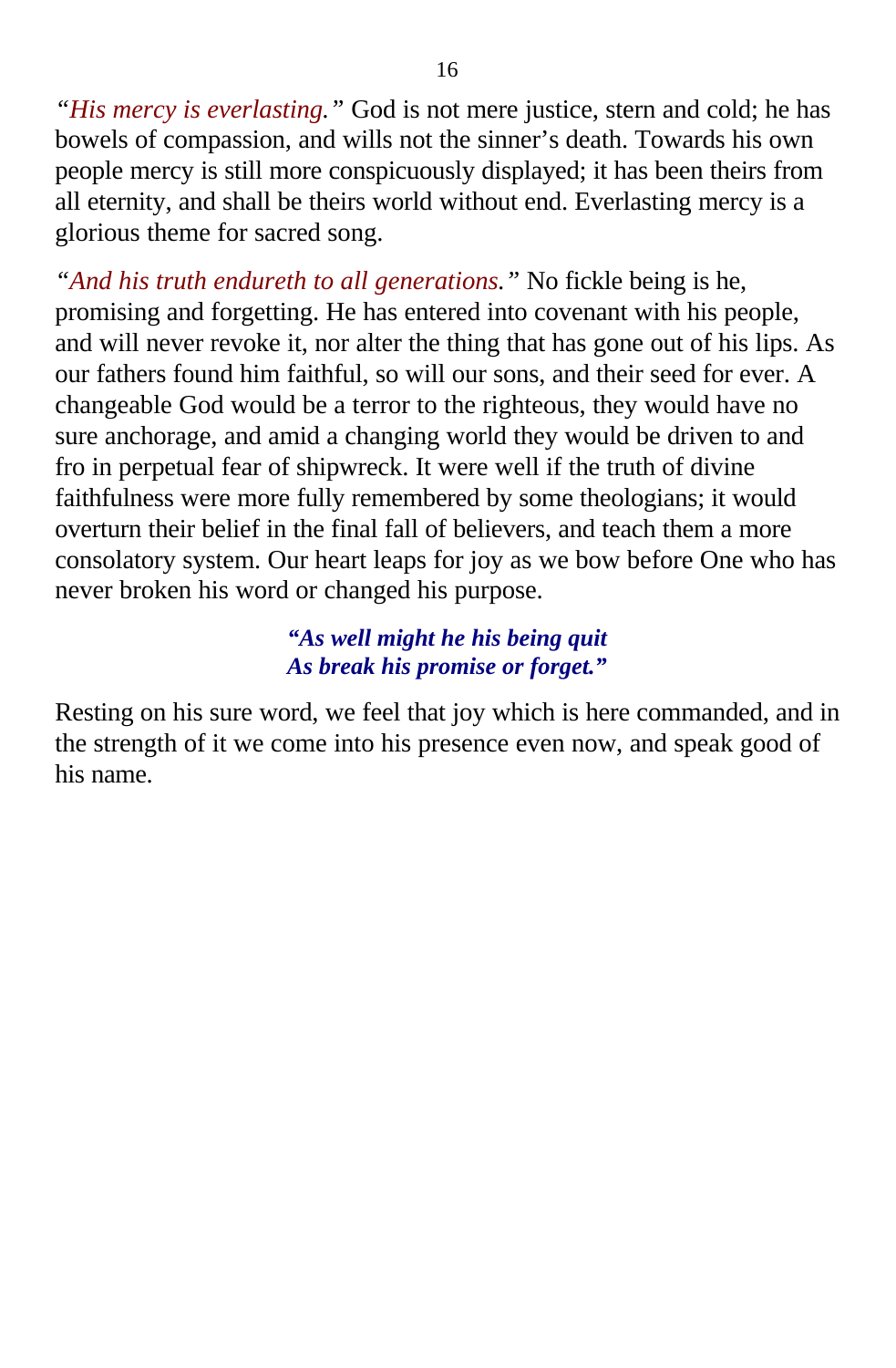*"His mercy is everlasting."* God is not mere justice, stern and cold; he has bowels of compassion, and wills not the sinner's death. Towards his own people mercy is still more conspicuously displayed; it has been theirs from all eternity, and shall be theirs world without end. Everlasting mercy is a glorious theme for sacred song.

*"And his truth endureth to all generations."* No fickle being is he, promising and forgetting. He has entered into covenant with his people, and will never revoke it, nor alter the thing that has gone out of his lips. As our fathers found him faithful, so will our sons, and their seed for ever. A changeable God would be a terror to the righteous, they would have no sure anchorage, and amid a changing world they would be driven to and fro in perpetual fear of shipwreck. It were well if the truth of divine faithfulness were more fully remembered by some theologians; it would overturn their belief in the final fall of believers, and teach them a more consolatory system. Our heart leaps for joy as we bow before One who has never broken his word or changed his purpose.

> ***"As well might he his being quit***
> ***As break his promise or forget."***

Resting on his sure word, we feel that joy which is here commanded, and in the strength of it we come into his presence even now, and speak good of his name.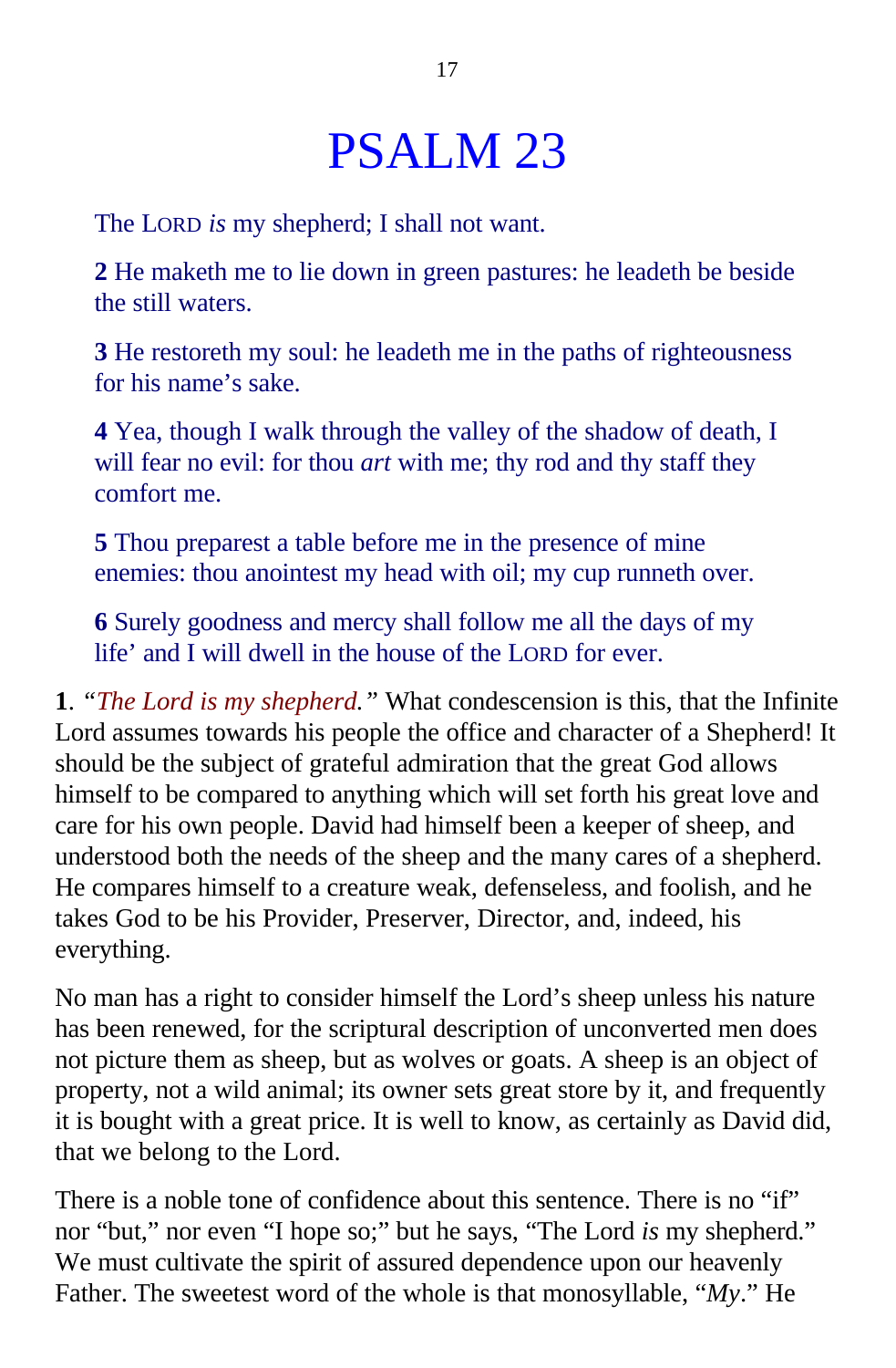# PSALM 23

The LORD *is* my shepherd; I shall not want.

**2** He maketh me to lie down in green pastures: he leadeth be beside the still waters.

**3** He restoreth my soul: he leadeth me in the paths of righteousness for his name's sake.

**4** Yea, though I walk through the valley of the shadow of death, I will fear no evil: for thou *art* with me; thy rod and thy staff they comfort me.

**5** Thou preparest a table before me in the presence of mine enemies: thou anointest my head with oil; my cup runneth over.

**6** Surely goodness and mercy shall follow me all the days of my life' and I will dwell in the house of the LORD for ever.

**1**. *"The Lord is my shepherd."* What condescension is this, that the Infinite Lord assumes towards his people the office and character of a Shepherd! It should be the subject of grateful admiration that the great God allows himself to be compared to anything which will set forth his great love and care for his own people. David had himself been a keeper of sheep, and understood both the needs of the sheep and the many cares of a shepherd. He compares himself to a creature weak, defenseless, and foolish, and he takes God to be his Provider, Preserver, Director, and, indeed, his everything.

No man has a right to consider himself the Lord's sheep unless his nature has been renewed, for the scriptural description of unconverted men does not picture them as sheep, but as wolves or goats. A sheep is an object of property, not a wild animal; its owner sets great store by it, and frequently it is bought with a great price. It is well to know, as certainly as David did, that we belong to the Lord.

There is a noble tone of confidence about this sentence. There is no "if" nor "but," nor even "I hope so;" but he says, "The Lord *is* my shepherd." We must cultivate the spirit of assured dependence upon our heavenly Father. The sweetest word of the whole is that monosyllable, "*My*." He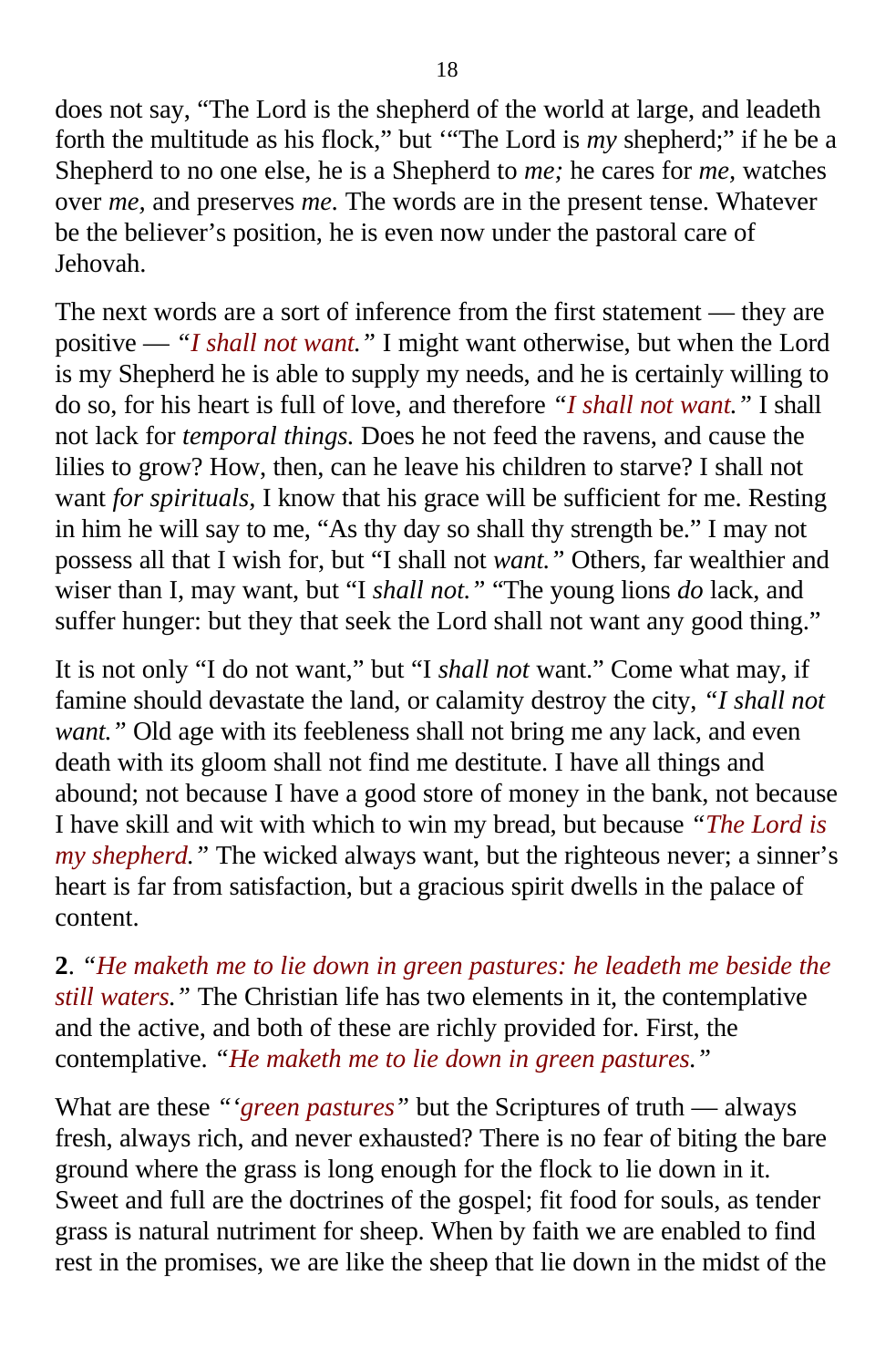does not say, "The Lord is the shepherd of the world at large, and leadeth forth the multitude as his flock," but '"The Lord is *my* shepherd;" if he be a Shepherd to no one else, he is a Shepherd to *me;* he cares for *me,* watches over *me,* and preserves *me.* The words are in the present tense. Whatever be the believer's position, he is even now under the pastoral care of Jehovah.

The next words are a sort of inference from the first statement — they are positive — *"I shall not want."* I might want otherwise, but when the Lord is my Shepherd he is able to supply my needs, and he is certainly willing to do so, for his heart is full of love, and therefore *"I shall not want."* I shall not lack for *temporal things.* Does he not feed the ravens, and cause the lilies to grow? How, then, can he leave his children to starve? I shall not want *for spirituals,* I know that his grace will be sufficient for me. Resting in him he will say to me, "As thy day so shall thy strength be." I may not possess all that I wish for, but "I shall not *want."* Others, far wealthier and wiser than I, may want, but "I *shall not."* "The young lions *do* lack, and suffer hunger: but they that seek the Lord shall not want any good thing."

It is not only "I do not want," but "I *shall not* want." Come what may, if famine should devastate the land, or calamity destroy the city, *"I shall not want."* Old age with its feebleness shall not bring me any lack, and even death with its gloom shall not find me destitute. I have all things and abound; not because I have a good store of money in the bank, not because I have skill and wit with which to win my bread, but because *"The Lord is my shepherd."* The wicked always want, but the righteous never; a sinner's heart is far from satisfaction, but a gracious spirit dwells in the palace of content.

**2**. *"He maketh me to lie down in green pastures: he leadeth me beside the still waters."* The Christian life has two elements in it, the contemplative and the active, and both of these are richly provided for. First, the contemplative. *"He maketh me to lie down in green pastures."*

What are these *"'green pastures"* but the Scriptures of truth — always fresh, always rich, and never exhausted? There is no fear of biting the bare ground where the grass is long enough for the flock to lie down in it. Sweet and full are the doctrines of the gospel; fit food for souls, as tender grass is natural nutriment for sheep. When by faith we are enabled to find rest in the promises, we are like the sheep that lie down in the midst of the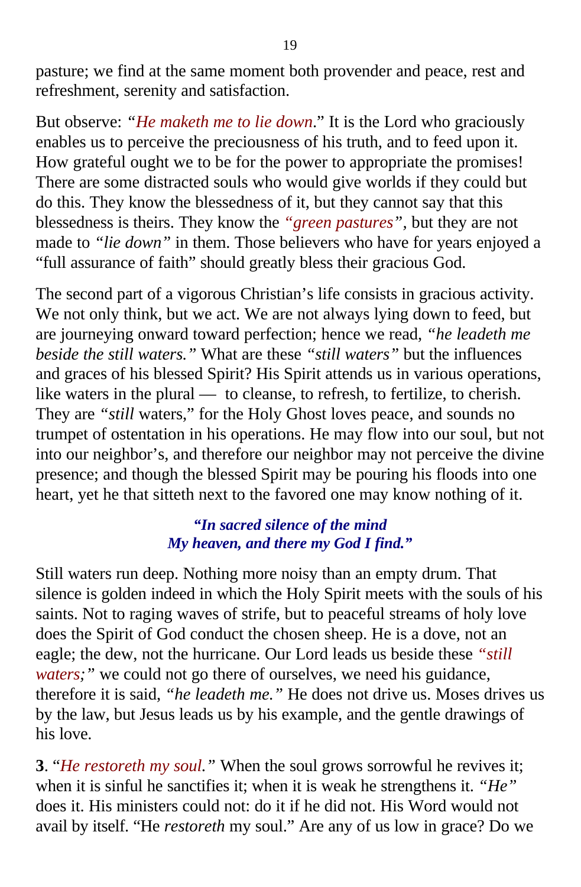pasture; we find at the same moment both provender and peace, rest and refreshment, serenity and satisfaction.

But observe: "*He maketh me to lie down*." It is the Lord who graciously enables us to perceive the preciousness of his truth, and to feed upon it. How grateful ought we to be for the power to appropriate the promises! There are some distracted souls who would give worlds if they could but do this. They know the blessedness of it, but they cannot say that this blessedness is theirs. They know the *"green pastures"*, but they are not made to *"lie down"* in them. Those believers who have for years enjoyed a "full assurance of faith" should greatly bless their gracious God.

The second part of a vigorous Christian's life consists in gracious activity. We not only think, but we act. We are not always lying down to feed, but are journeying onward toward perfection; hence we read, *"he leadeth me beside the still waters."* What are these *"still waters"* but the influences and graces of his blessed Spirit? His Spirit attends us in various operations, like waters in the plural — to cleanse, to refresh, to fertilize, to cherish. They are *"still* waters," for the Holy Ghost loves peace, and sounds no trumpet of ostentation in his operations. He may flow into our soul, but not into our neighbor's, and therefore our neighbor may not perceive the divine presence; and though the blessed Spirit may be pouring his floods into one heart, yet he that sitteth next to the favored one may know nothing of it.

***"In sacred silence of the mind***
***My heaven, and there my God I find."***

Still waters run deep. Nothing more noisy than an empty drum. That silence is golden indeed in which the Holy Spirit meets with the souls of his saints. Not to raging waves of strife, but to peaceful streams of holy love does the Spirit of God conduct the chosen sheep. He is a dove, not an eagle; the dew, not the hurricane. Our Lord leads us beside these *"still waters;"* we could not go there of ourselves, we need his guidance, therefore it is said, *"he leadeth me."* He does not drive us. Moses drives us by the law, but Jesus leads us by his example, and the gentle drawings of his love.

**3**. "*He restoreth my soul."* When the soul grows sorrowful he revives it; when it is sinful he sanctifies it; when it is weak he strengthens it. *"He"* does it. His ministers could not: do it if he did not. His Word would not avail by itself. "He *restoreth* my soul." Are any of us low in grace? Do we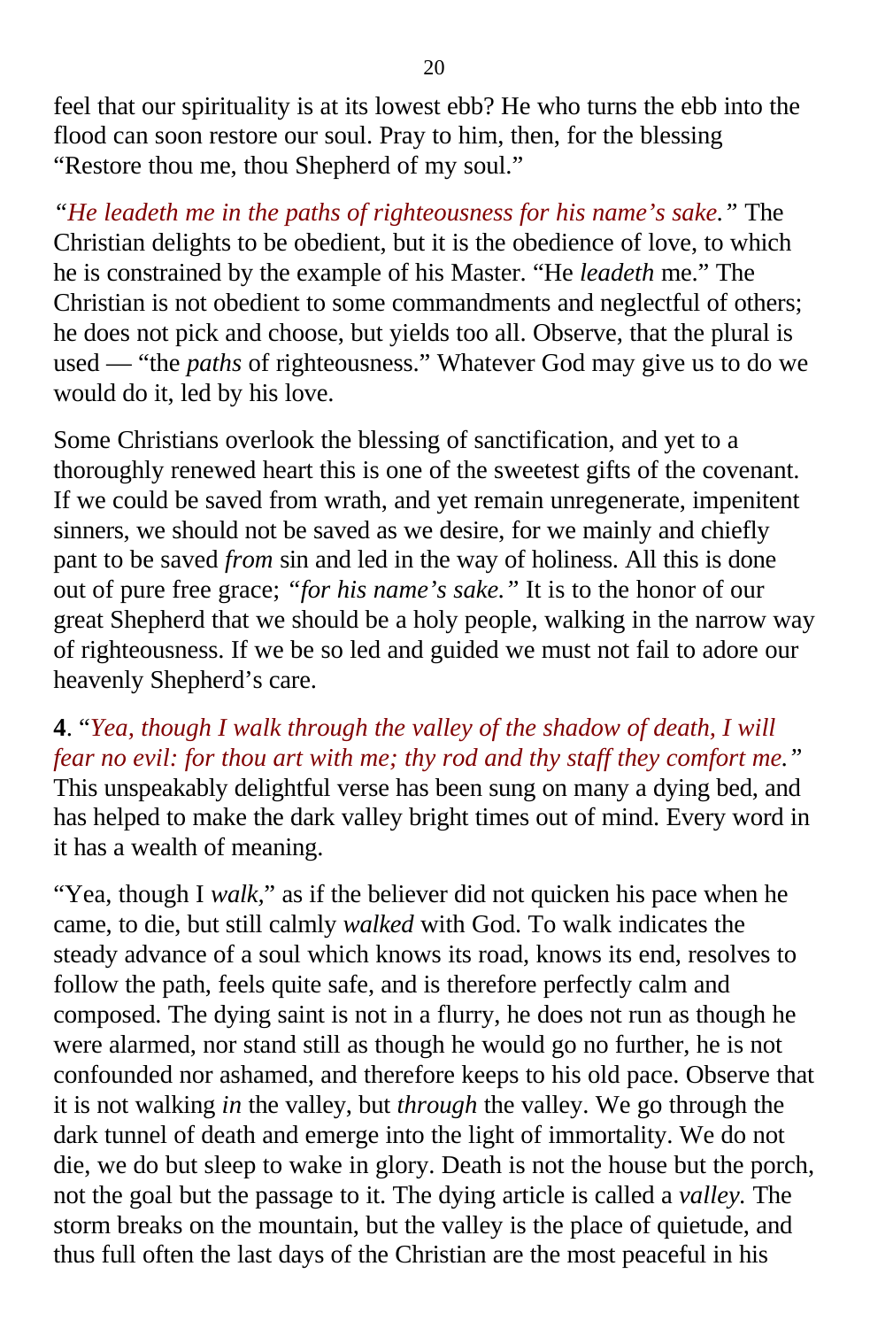feel that our spirituality is at its lowest ebb? He who turns the ebb into the flood can soon restore our soul. Pray to him, then, for the blessing "Restore thou me, thou Shepherd of my soul."

*"He leadeth me in the paths of righteousness for his name's sake."* The Christian delights to be obedient, but it is the obedience of love, to which he is constrained by the example of his Master. "He *leadeth* me." The Christian is not obedient to some commandments and neglectful of others; he does not pick and choose, but yields too all. Observe, that the plural is used — "the *paths* of righteousness." Whatever God may give us to do we would do it, led by his love.

Some Christians overlook the blessing of sanctification, and yet to a thoroughly renewed heart this is one of the sweetest gifts of the covenant. If we could be saved from wrath, and yet remain unregenerate, impenitent sinners, we should not be saved as we desire, for we mainly and chiefly pant to be saved *from* sin and led in the way of holiness. All this is done out of pure free grace; *"for his name's sake."* It is to the honor of our great Shepherd that we should be a holy people, walking in the narrow way of righteousness. If we be so led and guided we must not fail to adore our heavenly Shepherd's care.

**4**. "*Yea, though I walk through the valley of the shadow of death, I will fear no evil: for thou art with me; thy rod and thy staff they comfort me."* This unspeakably delightful verse has been sung on many a dying bed, and has helped to make the dark valley bright times out of mind. Every word in it has a wealth of meaning.

"Yea, though I *walk*," as if the believer did not quicken his pace when he came, to die, but still calmly *walked* with God. To walk indicates the steady advance of a soul which knows its road, knows its end, resolves to follow the path, feels quite safe, and is therefore perfectly calm and composed. The dying saint is not in a flurry, he does not run as though he were alarmed, nor stand still as though he would go no further, he is not confounded nor ashamed, and therefore keeps to his old pace. Observe that it is not walking *in* the valley, but *through* the valley. We go through the dark tunnel of death and emerge into the light of immortality. We do not die, we do but sleep to wake in glory. Death is not the house but the porch, not the goal but the passage to it. The dying article is called a *valley.* The storm breaks on the mountain, but the valley is the place of quietude, and thus full often the last days of the Christian are the most peaceful in his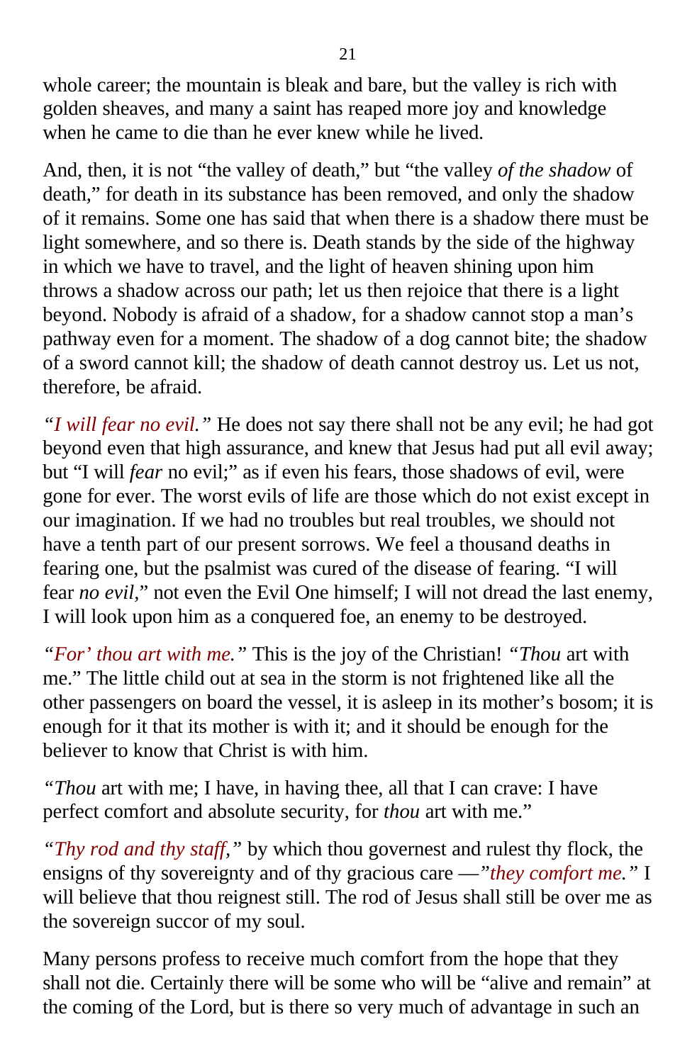whole career; the mountain is bleak and bare, but the valley is rich with golden sheaves, and many a saint has reaped more joy and knowledge when he came to die than he ever knew while he lived.

And, then, it is not "the valley of death," but "the valley *of the shadow* of death," for death in its substance has been removed, and only the shadow of it remains. Some one has said that when there is a shadow there must be light somewhere, and so there is. Death stands by the side of the highway in which we have to travel, and the light of heaven shining upon him throws a shadow across our path; let us then rejoice that there is a light beyond. Nobody is afraid of a shadow, for a shadow cannot stop a man's pathway even for a moment. The shadow of a dog cannot bite; the shadow of a sword cannot kill; the shadow of death cannot destroy us. Let us not, therefore, be afraid.

*"I will fear no evil."* He does not say there shall not be any evil; he had got beyond even that high assurance, and knew that Jesus had put all evil away; but "I will *fear* no evil;" as if even his fears, those shadows of evil, were gone for ever. The worst evils of life are those which do not exist except in our imagination. If we had no troubles but real troubles, we should not have a tenth part of our present sorrows. We feel a thousand deaths in fearing one, but the psalmist was cured of the disease of fearing. "I will fear *no evil,*" not even the Evil One himself; I will not dread the last enemy, I will look upon him as a conquered foe, an enemy to be destroyed.

*"For' thou art with me."* This is the joy of the Christian! *"Thou* art with me." The little child out at sea in the storm is not frightened like all the other passengers on board the vessel, it is asleep in its mother's bosom; it is enough for it that its mother is with it; and it should be enough for the believer to know that Christ is with him.

*"Thou* art with me; I have, in having thee, all that I can crave: I have perfect comfort and absolute security, for *thou* art with me."

*"Thy rod and thy staff,"* by which thou governest and rulest thy flock, the ensigns of thy sovereignty and of thy gracious care —*"they comfort me."* I will believe that thou reignest still. The rod of Jesus shall still be over me as the sovereign succor of my soul.

Many persons profess to receive much comfort from the hope that they shall not die. Certainly there will be some who will be "alive and remain" at the coming of the Lord, but is there so very much of advantage in such an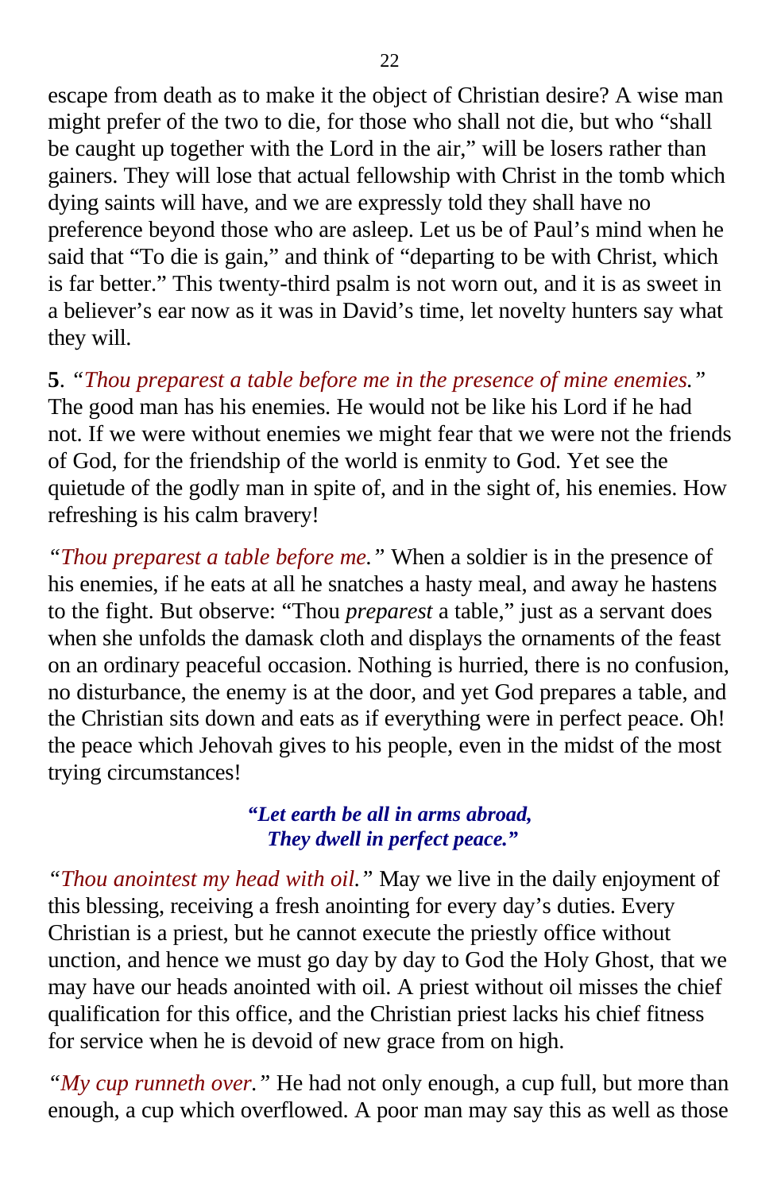escape from death as to make it the object of Christian desire? A wise man might prefer of the two to die, for those who shall not die, but who "shall be caught up together with the Lord in the air," will be losers rather than gainers. They will lose that actual fellowship with Christ in the tomb which dying saints will have, and we are expressly told they shall have no preference beyond those who are asleep. Let us be of Paul's mind when he said that "To die is gain," and think of "departing to be with Christ, which is far better." This twenty-third psalm is not worn out, and it is as sweet in a believer's ear now as it was in David's time, let novelty hunters say what they will.

**5**. *"Thou preparest a table before me in the presence of mine enemies."* The good man has his enemies. He would not be like his Lord if he had not. If we were without enemies we might fear that we were not the friends of God, for the friendship of the world is enmity to God. Yet see the quietude of the godly man in spite of, and in the sight of, his enemies. How refreshing is his calm bravery!

*"Thou preparest a table before me."* When a soldier is in the presence of his enemies, if he eats at all he snatches a hasty meal, and away he hastens to the fight. But observe: "Thou *preparest* a table," just as a servant does when she unfolds the damask cloth and displays the ornaments of the feast on an ordinary peaceful occasion. Nothing is hurried, there is no confusion, no disturbance, the enemy is at the door, and yet God prepares a table, and the Christian sits down and eats as if everything were in perfect peace. Oh! the peace which Jehovah gives to his people, even in the midst of the most trying circumstances!

> ***"Let earth be all in arms abroad,***
> ***They dwell in perfect peace."***

*"Thou anointest my head with oil."* May we live in the daily enjoyment of this blessing, receiving a fresh anointing for every day's duties. Every Christian is a priest, but he cannot execute the priestly office without unction, and hence we must go day by day to God the Holy Ghost, that we may have our heads anointed with oil. A priest without oil misses the chief qualification for this office, and the Christian priest lacks his chief fitness for service when he is devoid of new grace from on high.

*"My cup runneth over."* He had not only enough, a cup full, but more than enough, a cup which overflowed. A poor man may say this as well as those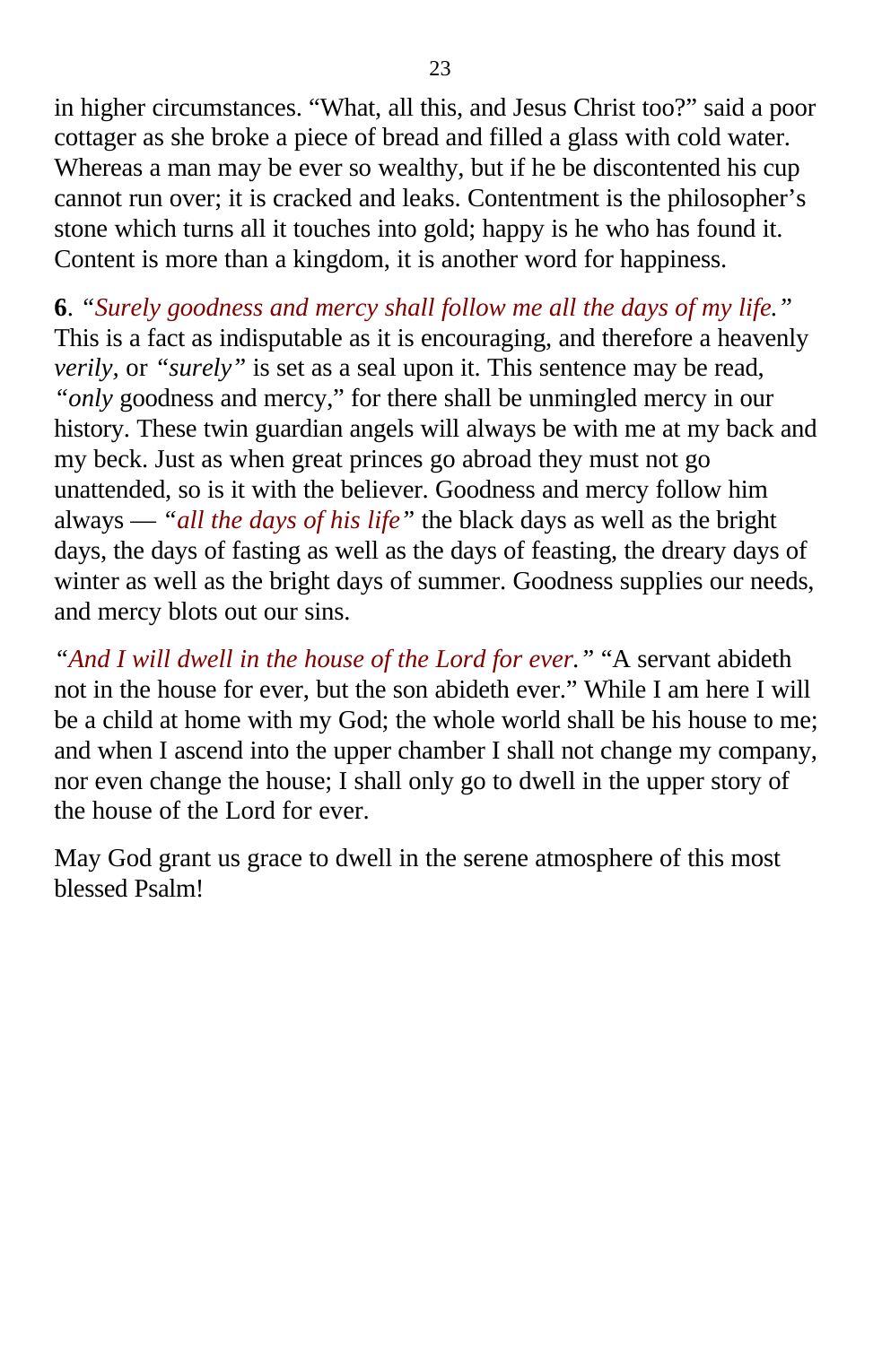in higher circumstances. “What, all this, and Jesus Christ too?” said a poor cottager as she broke a piece of bread and filled a glass with cold water. Whereas a man may be ever so wealthy, but if he be discontented his cup cannot run over; it is cracked and leaks. Contentment is the philosopher’s stone which turns all it touches into gold; happy is he who has found it. Content is more than a kingdom, it is another word for happiness.

**6**. *“Surely goodness and mercy shall follow me all the days of my life.”* This is a fact as indisputable as it is encouraging, and therefore a heavenly *verily*, or *“surely”* is set as a seal upon it. This sentence may be read, *“only* goodness and mercy,” for there shall be unmingled mercy in our history. These twin guardian angels will always be with me at my back and my beck. Just as when great princes go abroad they must not go unattended, so is it with the believer. Goodness and mercy follow him always — *“all the days of his life”* the black days as well as the bright days, the days of fasting as well as the days of feasting, the dreary days of winter as well as the bright days of summer. Goodness supplies our needs, and mercy blots out our sins.

*“And I will dwell in the house of the Lord for ever.”* “A servant abideth not in the house for ever, but the son abideth ever.” While I am here I will be a child at home with my God; the whole world shall be his house to me; and when I ascend into the upper chamber I shall not change my company, nor even change the house; I shall only go to dwell in the upper story of the house of the Lord for ever.

May God grant us grace to dwell in the serene atmosphere of this most blessed Psalm!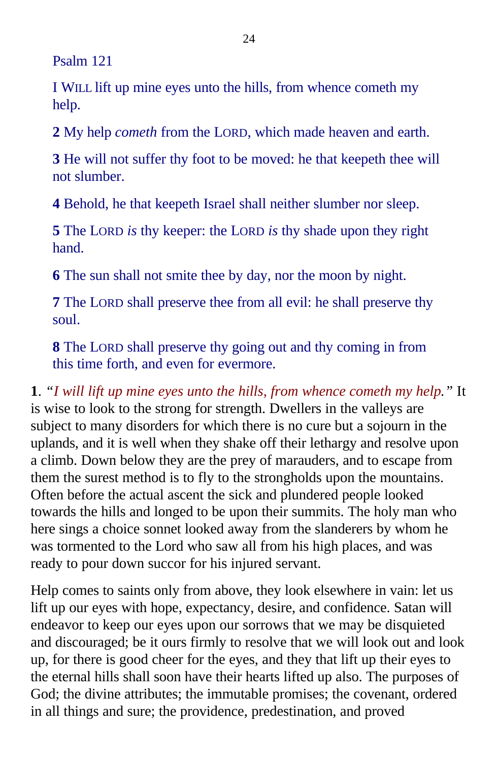Psalm 121

I WILL lift up mine eyes unto the hills, from whence cometh my help.

**2** My help *cometh* from the LORD, which made heaven and earth.

**3** He will not suffer thy foot to be moved: he that keepeth thee will not slumber.

**4** Behold, he that keepeth Israel shall neither slumber nor sleep.

**5** The LORD *is* thy keeper: the LORD *is* thy shade upon they right hand.

**6** The sun shall not smite thee by day, nor the moon by night.

**7** The LORD shall preserve thee from all evil: he shall preserve thy soul.

**8** The LORD shall preserve thy going out and thy coming in from this time forth, and even for evermore.

**1**. *"I will lift up mine eyes unto the hills, from whence cometh my help."* It is wise to look to the strong for strength. Dwellers in the valleys are subject to many disorders for which there is no cure but a sojourn in the uplands, and it is well when they shake off their lethargy and resolve upon a climb. Down below they are the prey of marauders, and to escape from them the surest method is to fly to the strongholds upon the mountains. Often before the actual ascent the sick and plundered people looked towards the hills and longed to be upon their summits. The holy man who here sings a choice sonnet looked away from the slanderers by whom he was tormented to the Lord who saw all from his high places, and was ready to pour down succor for his injured servant.

Help comes to saints only from above, they look elsewhere in vain: let us lift up our eyes with hope, expectancy, desire, and confidence. Satan will endeavor to keep our eyes upon our sorrows that we may be disquieted and discouraged; be it ours firmly to resolve that we will look out and look up, for there is good cheer for the eyes, and they that lift up their eyes to the eternal hills shall soon have their hearts lifted up also. The purposes of God; the divine attributes; the immutable promises; the covenant, ordered in all things and sure; the providence, predestination, and proved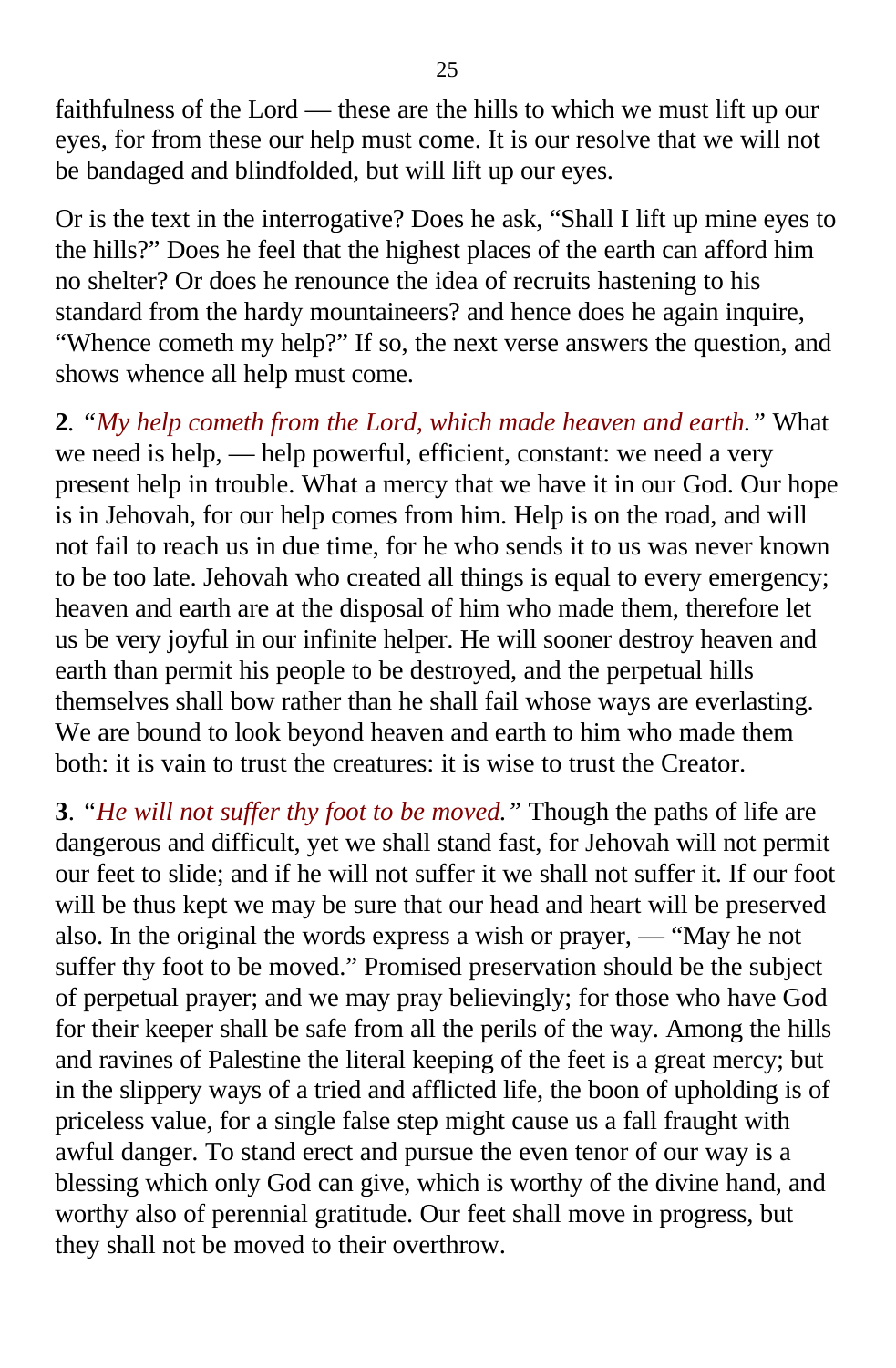faithfulness of the Lord — these are the hills to which we must lift up our eyes, for from these our help must come. It is our resolve that we will not be bandaged and blindfolded, but will lift up our eyes.

Or is the text in the interrogative? Does he ask, "Shall I lift up mine eyes to the hills?" Does he feel that the highest places of the earth can afford him no shelter? Or does he renounce the idea of recruits hastening to his standard from the hardy mountaineers? and hence does he again inquire, "Whence cometh my help?" If so, the next verse answers the question, and shows whence all help must come.

**2**. *"My help cometh from the Lord, which made heaven and earth."* What we need is help, — help powerful, efficient, constant: we need a very present help in trouble. What a mercy that we have it in our God. Our hope is in Jehovah, for our help comes from him. Help is on the road, and will not fail to reach us in due time, for he who sends it to us was never known to be too late. Jehovah who created all things is equal to every emergency; heaven and earth are at the disposal of him who made them, therefore let us be very joyful in our infinite helper. He will sooner destroy heaven and earth than permit his people to be destroyed, and the perpetual hills themselves shall bow rather than he shall fail whose ways are everlasting. We are bound to look beyond heaven and earth to him who made them both: it is vain to trust the creatures: it is wise to trust the Creator.

**3**. *"He will not suffer thy foot to be moved."* Though the paths of life are dangerous and difficult, yet we shall stand fast, for Jehovah will not permit our feet to slide; and if he will not suffer it we shall not suffer it. If our foot will be thus kept we may be sure that our head and heart will be preserved also. In the original the words express a wish or prayer, — "May he not suffer thy foot to be moved." Promised preservation should be the subject of perpetual prayer; and we may pray believingly; for those who have God for their keeper shall be safe from all the perils of the way. Among the hills and ravines of Palestine the literal keeping of the feet is a great mercy; but in the slippery ways of a tried and afflicted life, the boon of upholding is of priceless value, for a single false step might cause us a fall fraught with awful danger. To stand erect and pursue the even tenor of our way is a blessing which only God can give, which is worthy of the divine hand, and worthy also of perennial gratitude. Our feet shall move in progress, but they shall not be moved to their overthrow.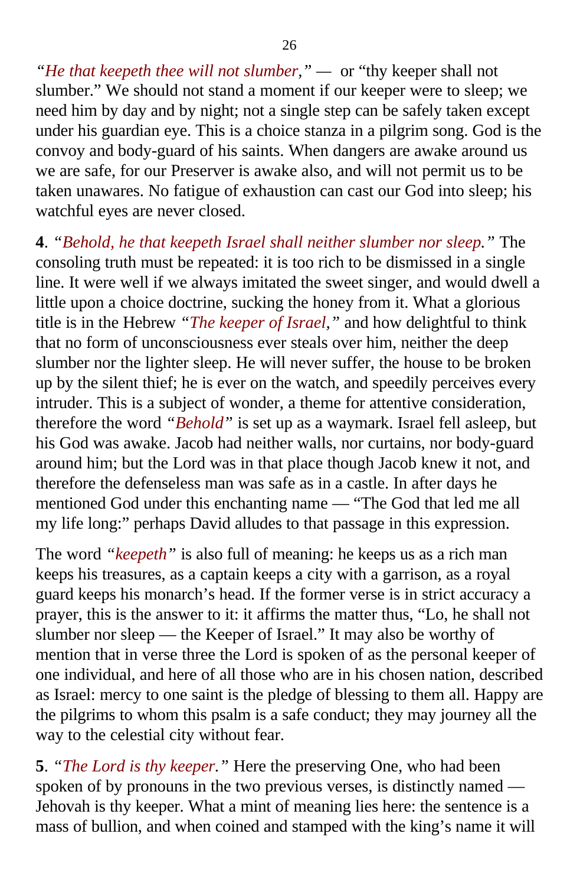*"He that keepeth thee will not slumber,"* — or "thy keeper shall not slumber." We should not stand a moment if our keeper were to sleep; we need him by day and by night; not a single step can be safely taken except under his guardian eye. This is a choice stanza in a pilgrim song. God is the convoy and body-guard of his saints. When dangers are awake around us we are safe, for our Preserver is awake also, and will not permit us to be taken unawares. No fatigue of exhaustion can cast our God into sleep; his watchful eyes are never closed.

**4**. *"Behold, he that keepeth Israel shall neither slumber nor sleep."* The consoling truth must be repeated: it is too rich to be dismissed in a single line. It were well if we always imitated the sweet singer, and would dwell a little upon a choice doctrine, sucking the honey from it. What a glorious title is in the Hebrew *"The keeper of Israel,"* and how delightful to think that no form of unconsciousness ever steals over him, neither the deep slumber nor the lighter sleep. He will never suffer, the house to be broken up by the silent thief; he is ever on the watch, and speedily perceives every intruder. This is a subject of wonder, a theme for attentive consideration, therefore the word *"Behold"* is set up as a waymark. Israel fell asleep, but his God was awake. Jacob had neither walls, nor curtains, nor body-guard around him; but the Lord was in that place though Jacob knew it not, and therefore the defenseless man was safe as in a castle. In after days he mentioned God under this enchanting name — "The God that led me all my life long:" perhaps David alludes to that passage in this expression.

The word *"keepeth"* is also full of meaning: he keeps us as a rich man keeps his treasures, as a captain keeps a city with a garrison, as a royal guard keeps his monarch's head. If the former verse is in strict accuracy a prayer, this is the answer to it: it affirms the matter thus, "Lo, he shall not slumber nor sleep — the Keeper of Israel." It may also be worthy of mention that in verse three the Lord is spoken of as the personal keeper of one individual, and here of all those who are in his chosen nation, described as Israel: mercy to one saint is the pledge of blessing to them all. Happy are the pilgrims to whom this psalm is a safe conduct; they may journey all the way to the celestial city without fear.

**5**. *"The Lord is thy keeper."* Here the preserving One, who had been spoken of by pronouns in the two previous verses, is distinctly named — Jehovah is thy keeper. What a mint of meaning lies here: the sentence is a mass of bullion, and when coined and stamped with the king's name it will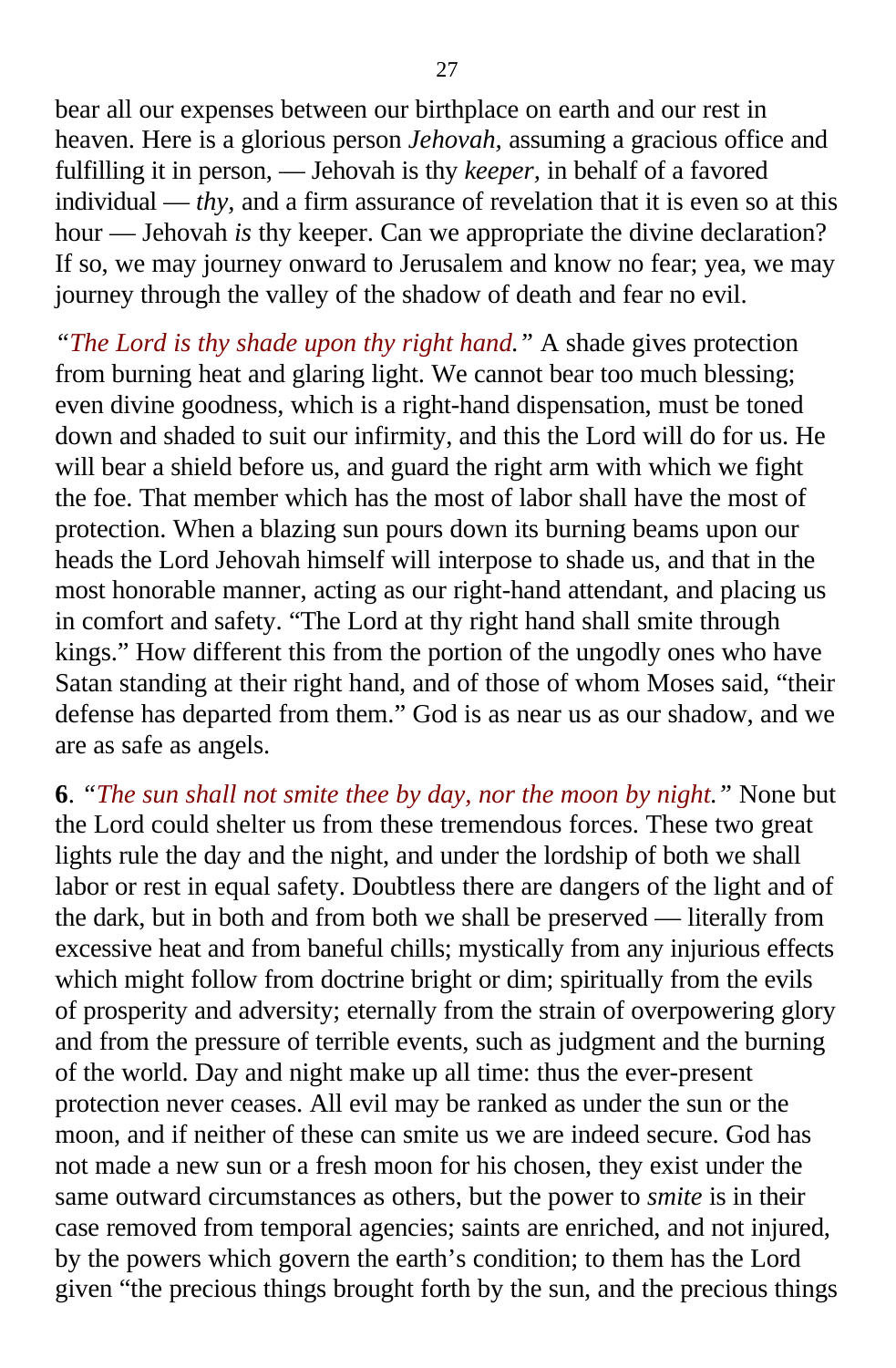bear all our expenses between our birthplace on earth and our rest in heaven. Here is a glorious person *Jehovah*, assuming a gracious office and fulfilling it in person, — Jehovah is thy *keeper*, in behalf of a favored individual — *thy*, and a firm assurance of revelation that it is even so at this hour — Jehovah *is* thy keeper. Can we appropriate the divine declaration? If so, we may journey onward to Jerusalem and know no fear; yea, we may journey through the valley of the shadow of death and fear no evil.

*"The Lord is thy shade upon thy right hand."* A shade gives protection from burning heat and glaring light. We cannot bear too much blessing; even divine goodness, which is a right-hand dispensation, must be toned down and shaded to suit our infirmity, and this the Lord will do for us. He will bear a shield before us, and guard the right arm with which we fight the foe. That member which has the most of labor shall have the most of protection. When a blazing sun pours down its burning beams upon our heads the Lord Jehovah himself will interpose to shade us, and that in the most honorable manner, acting as our right-hand attendant, and placing us in comfort and safety. "The Lord at thy right hand shall smite through kings." How different this from the portion of the ungodly ones who have Satan standing at their right hand, and of those of whom Moses said, "their defense has departed from them." God is as near us as our shadow, and we are as safe as angels.

**6**. *"The sun shall not smite thee by day, nor the moon by night."* None but the Lord could shelter us from these tremendous forces. These two great lights rule the day and the night, and under the lordship of both we shall labor or rest in equal safety. Doubtless there are dangers of the light and of the dark, but in both and from both we shall be preserved — literally from excessive heat and from baneful chills; mystically from any injurious effects which might follow from doctrine bright or dim; spiritually from the evils of prosperity and adversity; eternally from the strain of overpowering glory and from the pressure of terrible events, such as judgment and the burning of the world. Day and night make up all time: thus the ever-present protection never ceases. All evil may be ranked as under the sun or the moon, and if neither of these can smite us we are indeed secure. God has not made a new sun or a fresh moon for his chosen, they exist under the same outward circumstances as others, but the power to *smite* is in their case removed from temporal agencies; saints are enriched, and not injured, by the powers which govern the earth's condition; to them has the Lord given "the precious things brought forth by the sun, and the precious things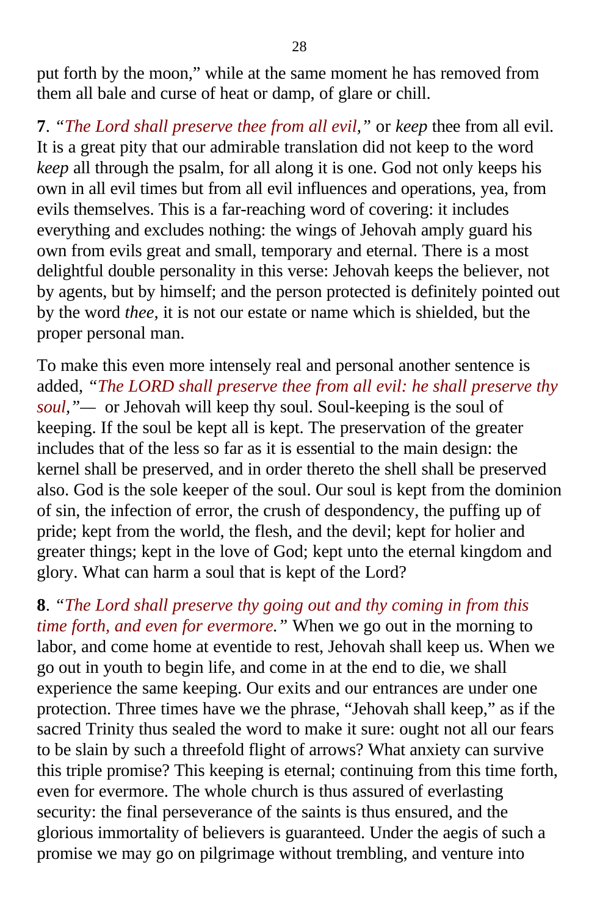put forth by the moon," while at the same moment he has removed from them all bale and curse of heat or damp, of glare or chill.

**7**. *"The Lord shall preserve thee from all evil,"* or *keep* thee from all evil. It is a great pity that our admirable translation did not keep to the word *keep* all through the psalm, for all along it is one. God not only keeps his own in all evil times but from all evil influences and operations, yea, from evils themselves. This is a far-reaching word of covering: it includes everything and excludes nothing: the wings of Jehovah amply guard his own from evils great and small, temporary and eternal. There is a most delightful double personality in this verse: Jehovah keeps the believer, not by agents, but by himself; and the person protected is definitely pointed out by the word *thee*, it is not our estate or name which is shielded, but the proper personal man.

To make this even more intensely real and personal another sentence is added, *"The LORD shall preserve thee from all evil: he shall preserve thy soul,"*— or Jehovah will keep thy soul. Soul-keeping is the soul of keeping. If the soul be kept all is kept. The preservation of the greater includes that of the less so far as it is essential to the main design: the kernel shall be preserved, and in order thereto the shell shall be preserved also. God is the sole keeper of the soul. Our soul is kept from the dominion of sin, the infection of error, the crush of despondency, the puffing up of pride; kept from the world, the flesh, and the devil; kept for holier and greater things; kept in the love of God; kept unto the eternal kingdom and glory. What can harm a soul that is kept of the Lord?

**8**. *"The Lord shall preserve thy going out and thy coming in from this time forth, and even for evermore."* When we go out in the morning to labor, and come home at eventide to rest, Jehovah shall keep us. When we go out in youth to begin life, and come in at the end to die, we shall experience the same keeping. Our exits and our entrances are under one protection. Three times have we the phrase, "Jehovah shall keep," as if the sacred Trinity thus sealed the word to make it sure: ought not all our fears to be slain by such a threefold flight of arrows? What anxiety can survive this triple promise? This keeping is eternal; continuing from this time forth, even for evermore. The whole church is thus assured of everlasting security: the final perseverance of the saints is thus ensured, and the glorious immortality of believers is guaranteed. Under the aegis of such a promise we may go on pilgrimage without trembling, and venture into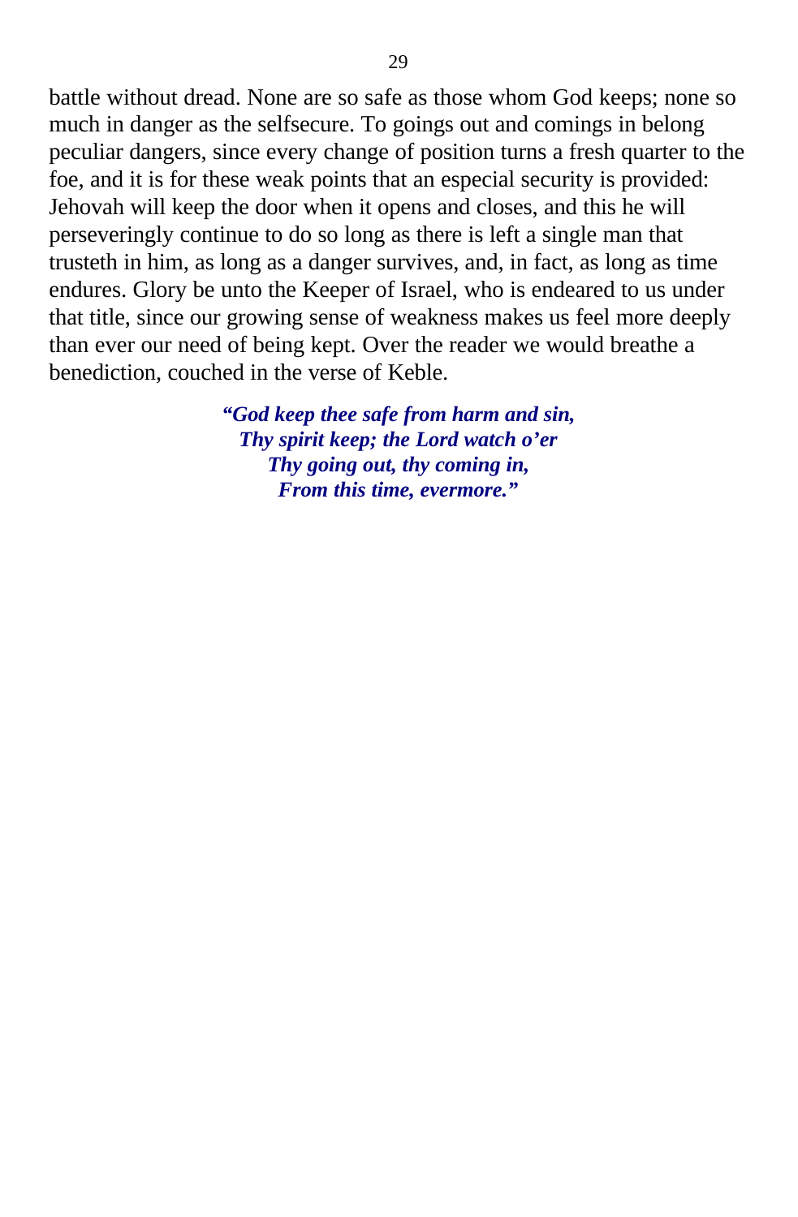battle without dread. None are so safe as those whom God keeps; none so much in danger as the selfsecure. To goings out and comings in belong peculiar dangers, since every change of position turns a fresh quarter to the foe, and it is for these weak points that an especial security is provided: Jehovah will keep the door when it opens and closes, and this he will perseveringly continue to do so long as there is left a single man that trusteth in him, as long as a danger survives, and, in fact, as long as time endures. Glory be unto the Keeper of Israel, who is endeared to us under that title, since our growing sense of weakness makes us feel more deeply than ever our need of being kept. Over the reader we would breathe a benediction, couched in the verse of Keble.

***"God keep thee safe from harm and sin,  
Thy spirit keep; the Lord watch o'er  
Thy going out, thy coming in,  
From this time, evermore."***